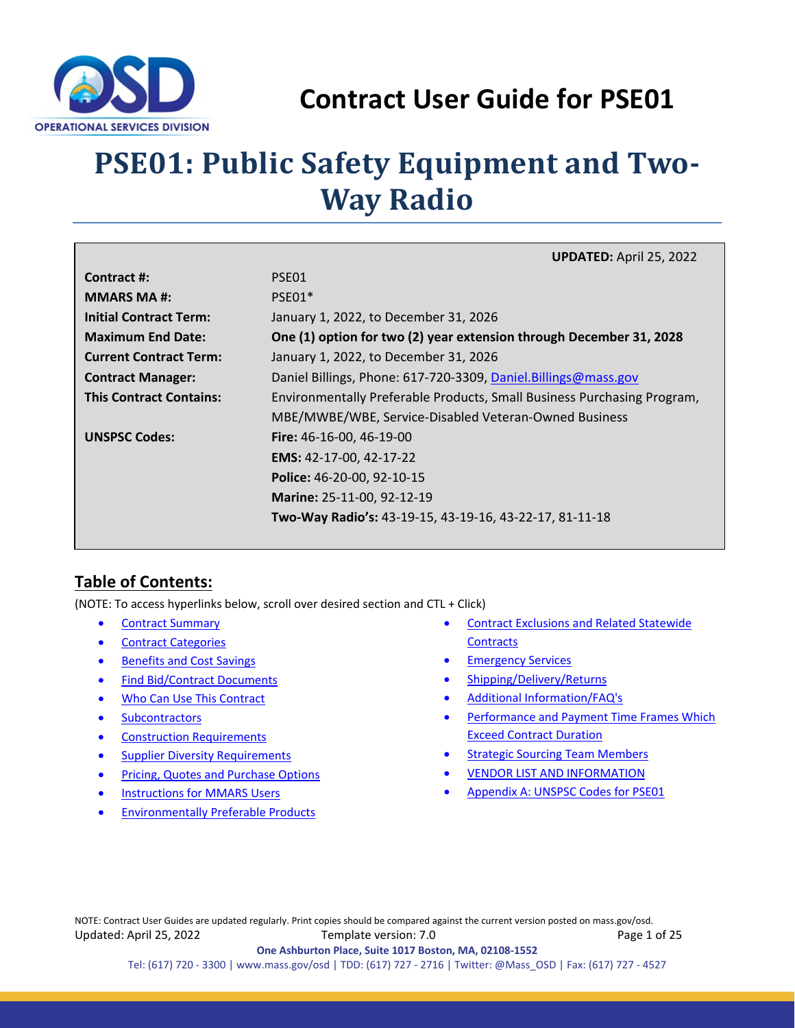# Contract User Guide for PSE01

# PSE01: Public Safety Equipment and Two-Way Radio

**UPDATED:** April 25, 2022

| | |
|---|---|
| **Contract #:** | PSE01 |
| **MMARS MA #:** | PSE01* |
| **Initial Contract Term:** | January 1, 2022, to December 31, 2026 |
| **Maximum End Date:** | **One (1) option for two (2) year extension through December 31, 2028** |
| **Current Contract Term:** | January 1, 2022, to December 31, 2026 |
| **Contract Manager:** | Daniel Billings, Phone: 617-720-3309, Daniel.Billings@mass.gov |
| **This Contract Contains:** | Environmentally Preferable Products, Small Business Purchasing Program, MBE/MWBE/WBE, Service-Disabled Veteran-Owned Business |
| **UNSPSC Codes:** | **Fire:** 46-16-00, 46-19-00<br>**EMS:** 42-17-00, 42-17-22<br>**Police:** 46-20-00, 92-10-15<br>**Marine:** 25-11-00, 92-12-19<br>**Two-Way Radio's:** 43-19-15, 43-19-16, 43-22-17, 81-11-18 |

## Table of Contents:

(NOTE: To access hyperlinks below, scroll over desired section and CTL + Click)

- Contract Summary
- Contract Categories
- Benefits and Cost Savings
- Find Bid/Contract Documents
- Who Can Use This Contract
- Subcontractors
- Construction Requirements
- Supplier Diversity Requirements
- Pricing, Quotes and Purchase Options
- Instructions for MMARS Users
- Environmentally Preferable Products
- Contract Exclusions and Related Statewide Contracts
- Emergency Services
- Shipping/Delivery/Returns
- Additional Information/FAQ's
- Performance and Payment Time Frames Which Exceed Contract Duration
- Strategic Sourcing Team Members
- VENDOR LIST AND INFORMATION
- Appendix A: UNSPSC Codes for PSE01

NOTE: Contract User Guides are updated regularly. Print copies should be compared against the current version posted on mass.gov/osd.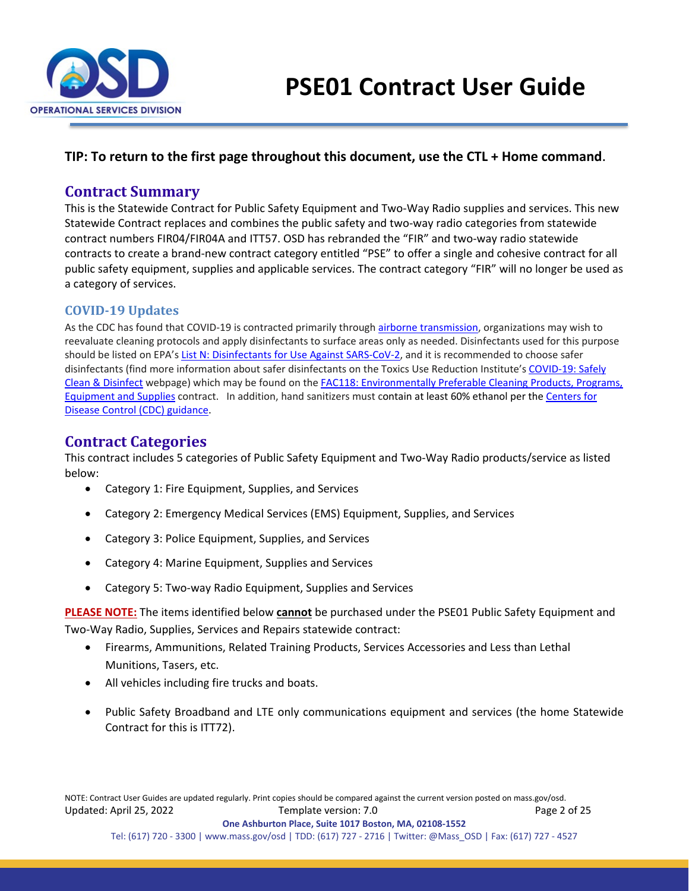# PSE01 Contract User Guide

**TIP: To return to the first page throughout this document, use the CTL + Home command**.

## Contract Summary

This is the Statewide Contract for Public Safety Equipment and Two-Way Radio supplies and services. This new Statewide Contract replaces and combines the public safety and two-way radio categories from statewide contract numbers FIR04/FIR04A and ITT57. OSD has rebranded the "FIR" and two-way radio statewide contracts to create a brand-new contract category entitled "PSE" to offer a single and cohesive contract for all public safety equipment, supplies and applicable services. The contract category "FIR" will no longer be used as a category of services.

### COVID-19 Updates

As the CDC has found that COVID-19 is contracted primarily through airborne transmission, organizations may wish to reevaluate cleaning protocols and apply disinfectants to surface areas only as needed. Disinfectants used for this purpose should be listed on EPA's List N: Disinfectants for Use Against SARS-CoV-2, and it is recommended to choose safer disinfectants (find more information about safer disinfectants on the Toxics Use Reduction Institute's COVID-19: Safely Clean & Disinfect webpage) which may be found on the FAC118: Environmentally Preferable Cleaning Products, Programs, Equipment and Supplies contract. In addition, hand sanitizers must contain at least 60% ethanol per the Centers for Disease Control (CDC) guidance.

## Contract Categories

This contract includes 5 categories of Public Safety Equipment and Two-Way Radio products/service as listed below:

- Category 1: Fire Equipment, Supplies, and Services
- Category 2: Emergency Medical Services (EMS) Equipment, Supplies, and Services
- Category 3: Police Equipment, Supplies, and Services
- Category 4: Marine Equipment, Supplies and Services
- Category 5: Two-way Radio Equipment, Supplies and Services

**PLEASE NOTE:** The items identified below **cannot** be purchased under the PSE01 Public Safety Equipment and Two-Way Radio, Supplies, Services and Repairs statewide contract:

- Firearms, Ammunitions, Related Training Products, Services Accessories and Less than Lethal Munitions, Tasers, etc.
- All vehicles including fire trucks and boats.
- Public Safety Broadband and LTE only communications equipment and services (the home Statewide Contract for this is ITT72).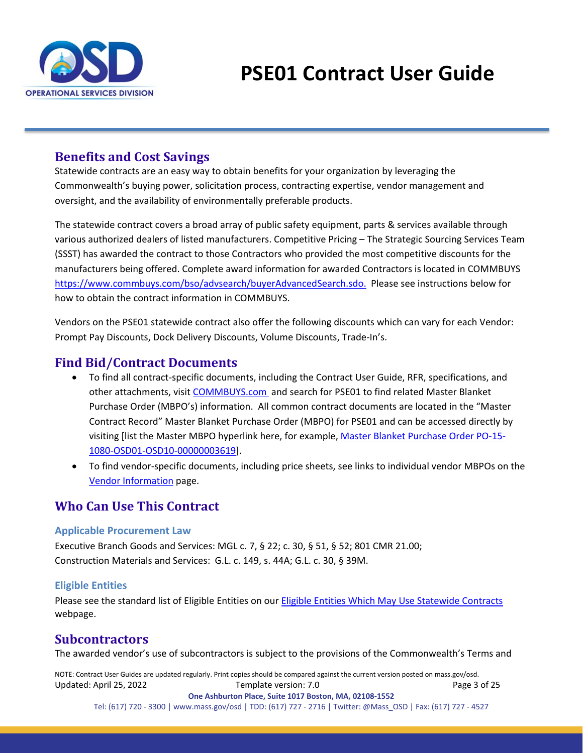## Benefits and Cost Savings

Statewide contracts are an easy way to obtain benefits for your organization by leveraging the Commonwealth's buying power, solicitation process, contracting expertise, vendor management and oversight, and the availability of environmentally preferable products.

The statewide contract covers a broad array of public safety equipment, parts & services available through various authorized dealers of listed manufacturers. Competitive Pricing – The Strategic Sourcing Services Team (SSST) has awarded the contract to those Contractors who provided the most competitive discounts for the manufacturers being offered. Complete award information for awarded Contractors is located in COMMBUYS [https://www.commbuys.com/bso/advsearch/buyerAdvancedSearch.sdo.](https://www.commbuys.com/bso/advsearch/buyerAdvancedSearch.sdo) Please see instructions below for how to obtain the contract information in COMMBUYS.

Vendors on the PSE01 statewide contract also offer the following discounts which can vary for each Vendor: Prompt Pay Discounts, Dock Delivery Discounts, Volume Discounts, Trade-In's.

## Find Bid/Contract Documents

- To find all contract-specific documents, including the Contract User Guide, RFR, specifications, and other attachments, visit COMMBUYS.com and search for PSE01 to find related Master Blanket Purchase Order (MBPO's) information. All common contract documents are located in the "Master Contract Record" Master Blanket Purchase Order (MBPO) for PSE01 and can be accessed directly by visiting [list the Master MBPO hyperlink here, for example, Master Blanket Purchase Order PO-15-1080-OSD01-OSD10-00000003619].
- To find vendor-specific documents, including price sheets, see links to individual vendor MBPOs on the Vendor Information page.

## Who Can Use This Contract

### Applicable Procurement Law

Executive Branch Goods and Services: MGL c. 7, § 22; c. 30, § 51, § 52; 801 CMR 21.00;
Construction Materials and Services: G.L. c. 149, s. 44A; G.L. c. 30, § 39M.

### Eligible Entities

Please see the standard list of Eligible Entities on our Eligible Entities Which May Use Statewide Contracts webpage.

## Subcontractors

The awarded vendor's use of subcontractors is subject to the provisions of the Commonwealth's Terms and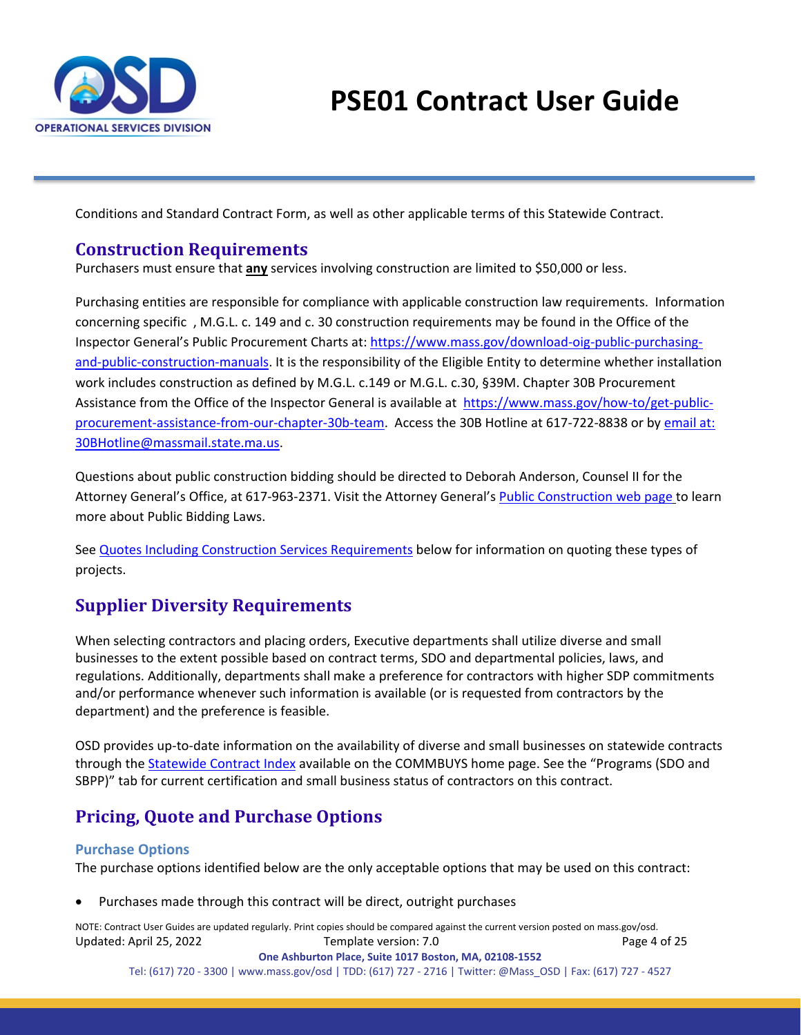Conditions and Standard Contract Form, as well as other applicable terms of this Statewide Contract.

## Construction Requirements

Purchasers must ensure that **any** services involving construction are limited to $50,000 or less.

Purchasing entities are responsible for compliance with applicable construction law requirements. Information concerning specific , M.G.L. c. 149 and c. 30 construction requirements may be found in the Office of the Inspector General's Public Procurement Charts at: [https://www.mass.gov/download-oig-public-purchasing-and-public-construction-manuals](https://www.mass.gov/download-oig-public-purchasing-and-public-construction-manuals). It is the responsibility of the Eligible Entity to determine whether installation work includes construction as defined by M.G.L. c.149 or M.G.L. c.30, §39M. Chapter 30B Procurement Assistance from the Office of the Inspector General is available at [https://www.mass.gov/how-to/get-public-procurement-assistance-from-our-chapter-30b-team](https://www.mass.gov/how-to/get-public-procurement-assistance-from-our-chapter-30b-team). Access the 30B Hotline at 617-722-8838 or by email at: 30BHotline@massmail.state.ma.us.

Questions about public construction bidding should be directed to Deborah Anderson, Counsel II for the Attorney General's Office, at 617-963-2371. Visit the Attorney General's Public Construction web page to learn more about Public Bidding Laws.

See Quotes Including Construction Services Requirements below for information on quoting these types of projects.

## Supplier Diversity Requirements

When selecting contractors and placing orders, Executive departments shall utilize diverse and small businesses to the extent possible based on contract terms, SDO and departmental policies, laws, and regulations. Additionally, departments shall make a preference for contractors with higher SDP commitments and/or performance whenever such information is available (or is requested from contractors by the department) and the preference is feasible.

OSD provides up-to-date information on the availability of diverse and small businesses on statewide contracts through the Statewide Contract Index available on the COMMBUYS home page. See the "Programs (SDO and SBPP)" tab for current certification and small business status of contractors on this contract.

## Pricing, Quote and Purchase Options

### Purchase Options

The purchase options identified below are the only acceptable options that may be used on this contract:

- Purchases made through this contract will be direct, outright purchases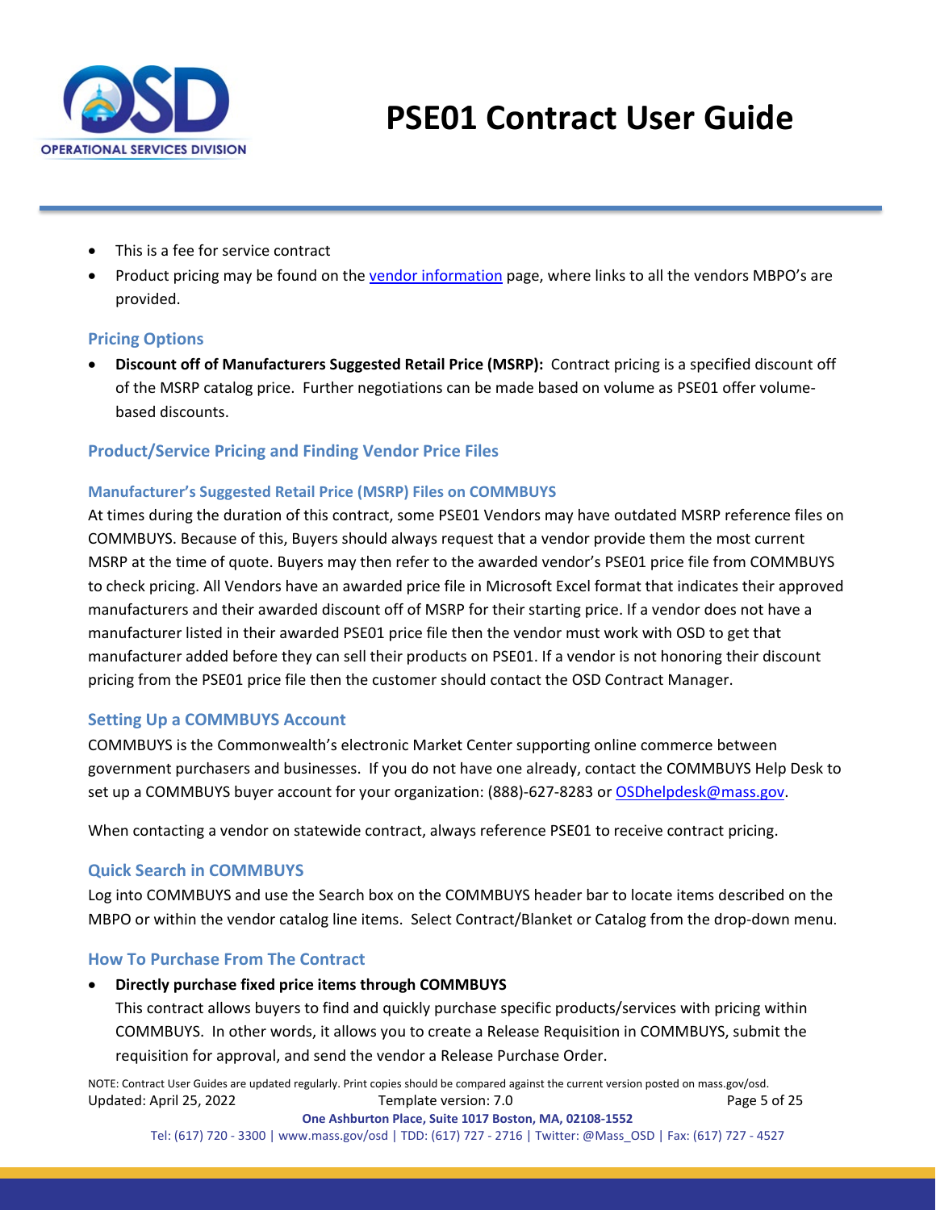- This is a fee for service contract
- Product pricing may be found on the vendor information page, where links to all the vendors MBPO's are provided.

## Pricing Options

- **Discount off of Manufacturers Suggested Retail Price (MSRP):** Contract pricing is a specified discount off of the MSRP catalog price. Further negotiations can be made based on volume as PSE01 offer volume-based discounts.

## Product/Service Pricing and Finding Vendor Price Files

### Manufacturer's Suggested Retail Price (MSRP) Files on COMMBUYS

At times during the duration of this contract, some PSE01 Vendors may have outdated MSRP reference files on COMMBUYS. Because of this, Buyers should always request that a vendor provide them the most current MSRP at the time of quote. Buyers may then refer to the awarded vendor's PSE01 price file from COMMBUYS to check pricing. All Vendors have an awarded price file in Microsoft Excel format that indicates their approved manufacturers and their awarded discount off of MSRP for their starting price. If a vendor does not have a manufacturer listed in their awarded PSE01 price file then the vendor must work with OSD to get that manufacturer added before they can sell their products on PSE01. If a vendor is not honoring their discount pricing from the PSE01 price file then the customer should contact the OSD Contract Manager.

## Setting Up a COMMBUYS Account

COMMBUYS is the Commonwealth's electronic Market Center supporting online commerce between government purchasers and businesses. If you do not have one already, contact the COMMBUYS Help Desk to set up a COMMBUYS buyer account for your organization: (888)-627-8283 or OSDhelpdesk@mass.gov.

When contacting a vendor on statewide contract, always reference PSE01 to receive contract pricing.

## Quick Search in COMMBUYS

Log into COMMBUYS and use the Search box on the COMMBUYS header bar to locate items described on the MBPO or within the vendor catalog line items. Select Contract/Blanket or Catalog from the drop-down menu.

## How To Purchase From The Contract

- **Directly purchase fixed price items through COMMBUYS**

  This contract allows buyers to find and quickly purchase specific products/services with pricing within COMMBUYS. In other words, it allows you to create a Release Requisition in COMMBUYS, submit the requisition for approval, and send the vendor a Release Purchase Order.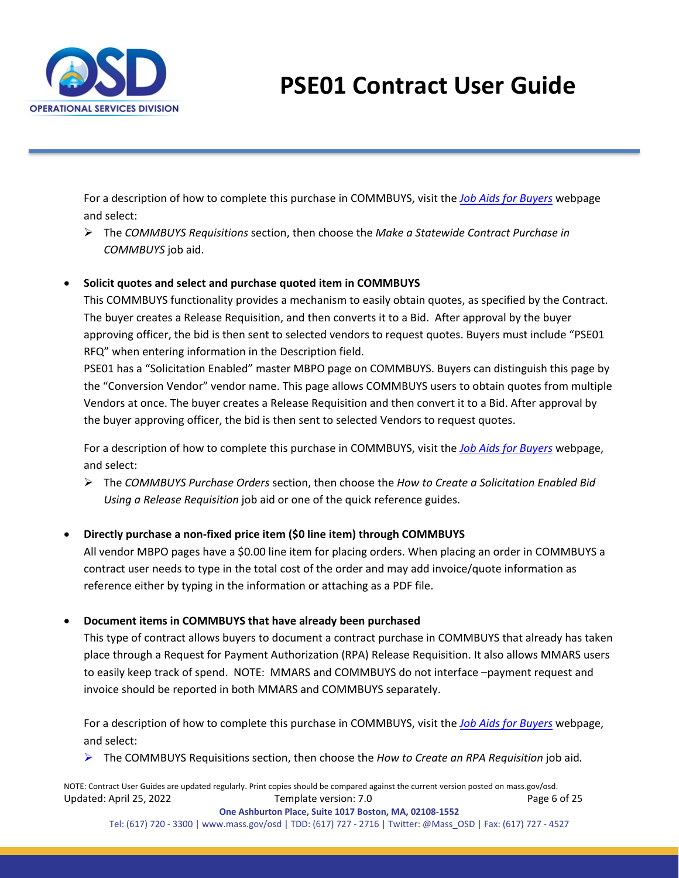For a description of how to complete this purchase in COMMBUYS, visit the [Job Aids for Buyers]() webpage and select:

- ➢ The *COMMBUYS Requisitions* section, then choose the *Make a Statewide Contract Purchase in COMMBUYS* job aid.

- **Solicit quotes and select and purchase quoted item in COMMBUYS**

  This COMMBUYS functionality provides a mechanism to easily obtain quotes, as specified by the Contract. The buyer creates a Release Requisition, and then converts it to a Bid. After approval by the buyer approving officer, the bid is then sent to selected vendors to request quotes. Buyers must include "PSE01 RFQ" when entering information in the Description field.

  PSE01 has a "Solicitation Enabled" master MBPO page on COMMBUYS. Buyers can distinguish this page by the "Conversion Vendor" vendor name. This page allows COMMBUYS users to obtain quotes from multiple Vendors at once. The buyer creates a Release Requisition and then convert it to a Bid. After approval by the buyer approving officer, the bid is then sent to selected Vendors to request quotes.

  For a description of how to complete this purchase in COMMBUYS, visit the [Job Aids for Buyers]() webpage, and select:

  - ➢ The *COMMBUYS Purchase Orders* section, then choose the *How to Create a Solicitation Enabled Bid Using a Release Requisition* job aid or one of the quick reference guides.

- **Directly purchase a non-fixed price item ($0 line item) through COMMBUYS**

  All vendor MBPO pages have a $0.00 line item for placing orders. When placing an order in COMMBUYS a contract user needs to type in the total cost of the order and may add invoice/quote information as reference either by typing in the information or attaching as a PDF file.

- **Document items in COMMBUYS that have already been purchased**

  This type of contract allows buyers to document a contract purchase in COMMBUYS that already has taken place through a Request for Payment Authorization (RPA) Release Requisition. It also allows MMARS users to easily keep track of spend. NOTE: MMARS and COMMBUYS do not interface –payment request and invoice should be reported in both MMARS and COMMBUYS separately.

  For a description of how to complete this purchase in COMMBUYS, visit the [Job Aids for Buyers]() webpage, and select:

  - ➢ The COMMBUYS Requisitions section, then choose the *How to Create an RPA Requisition* job aid.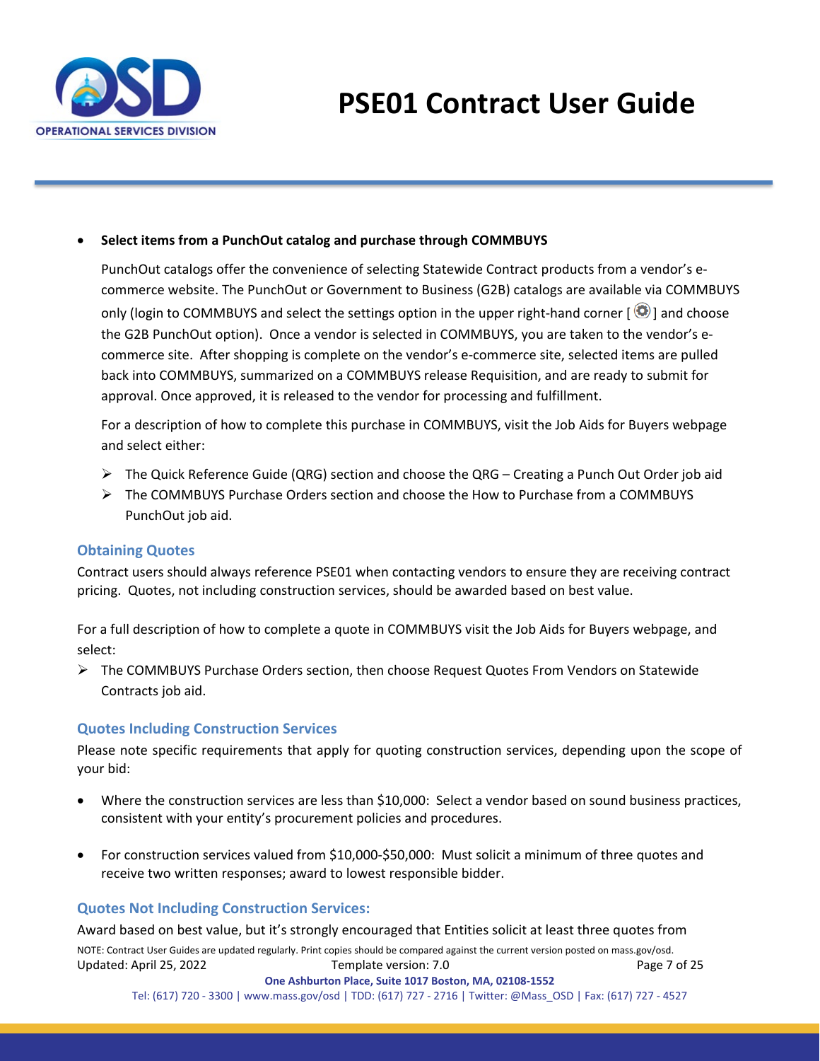- **Select items from a PunchOut catalog and purchase through COMMBUYS**

  PunchOut catalogs offer the convenience of selecting Statewide Contract products from a vendor's e-commerce website. The PunchOut or Government to Business (G2B) catalogs are available via COMMBUYS only (login to COMMBUYS and select the settings option in the upper right-hand corner [ ⚙ ] and choose the G2B PunchOut option). Once a vendor is selected in COMMBUYS, you are taken to the vendor's e-commerce site. After shopping is complete on the vendor's e-commerce site, selected items are pulled back into COMMBUYS, summarized on a COMMBUYS release Requisition, and are ready to submit for approval. Once approved, it is released to the vendor for processing and fulfillment.

  For a description of how to complete this purchase in COMMBUYS, visit the Job Aids for Buyers webpage and select either:

  - The Quick Reference Guide (QRG) section and choose the QRG – Creating a Punch Out Order job aid
  - The COMMBUYS Purchase Orders section and choose the How to Purchase from a COMMBUYS PunchOut job aid.

## Obtaining Quotes

Contract users should always reference PSE01 when contacting vendors to ensure they are receiving contract pricing. Quotes, not including construction services, should be awarded based on best value.

For a full description of how to complete a quote in COMMBUYS visit the Job Aids for Buyers webpage, and select:

- The COMMBUYS Purchase Orders section, then choose Request Quotes From Vendors on Statewide Contracts job aid.

## Quotes Including Construction Services

Please note specific requirements that apply for quoting construction services, depending upon the scope of your bid:

- Where the construction services are less than $10,000: Select a vendor based on sound business practices, consistent with your entity's procurement policies and procedures.

- For construction services valued from $10,000-$50,000: Must solicit a minimum of three quotes and receive two written responses; award to lowest responsible bidder.

## Quotes Not Including Construction Services:

Award based on best value, but it's strongly encouraged that Entities solicit at least three quotes from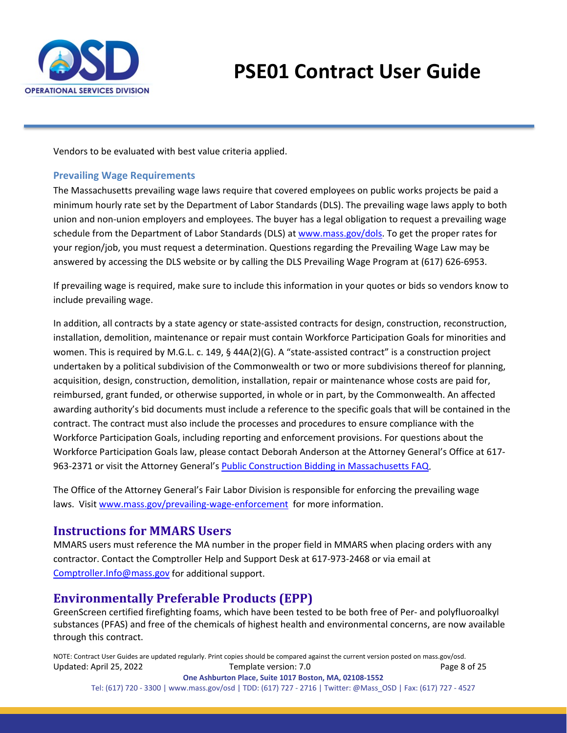Vendors to be evaluated with best value criteria applied.

### Prevailing Wage Requirements

The Massachusetts prevailing wage laws require that covered employees on public works projects be paid a minimum hourly rate set by the Department of Labor Standards (DLS). The prevailing wage laws apply to both union and non-union employers and employees. The buyer has a legal obligation to request a prevailing wage schedule from the Department of Labor Standards (DLS) at www.mass.gov/dols. To get the proper rates for your region/job, you must request a determination. Questions regarding the Prevailing Wage Law may be answered by accessing the DLS website or by calling the DLS Prevailing Wage Program at (617) 626-6953.

If prevailing wage is required, make sure to include this information in your quotes or bids so vendors know to include prevailing wage.

In addition, all contracts by a state agency or state-assisted contracts for design, construction, reconstruction, installation, demolition, maintenance or repair must contain Workforce Participation Goals for minorities and women. This is required by M.G.L. c. 149, § 44A(2)(G). A "state-assisted contract" is a construction project undertaken by a political subdivision of the Commonwealth or two or more subdivisions thereof for planning, acquisition, design, construction, demolition, installation, repair or maintenance whose costs are paid for, reimbursed, grant funded, or otherwise supported, in whole or in part, by the Commonwealth. An affected awarding authority's bid documents must include a reference to the specific goals that will be contained in the contract. The contract must also include the processes and procedures to ensure compliance with the Workforce Participation Goals, including reporting and enforcement provisions. For questions about the Workforce Participation Goals law, please contact Deborah Anderson at the Attorney General's Office at 617-963-2371 or visit the Attorney General's Public Construction Bidding in Massachusetts FAQ.

The Office of the Attorney General's Fair Labor Division is responsible for enforcing the prevailing wage laws. Visit www.mass.gov/prevailing-wage-enforcement for more information.

## Instructions for MMARS Users

MMARS users must reference the MA number in the proper field in MMARS when placing orders with any contractor. Contact the Comptroller Help and Support Desk at 617-973-2468 or via email at Comptroller.Info@mass.gov for additional support.

## Environmentally Preferable Products (EPP)

GreenScreen certified firefighting foams, which have been tested to be both free of Per- and polyfluoroalkyl substances (PFAS) and free of the chemicals of highest health and environmental concerns, are now available through this contract.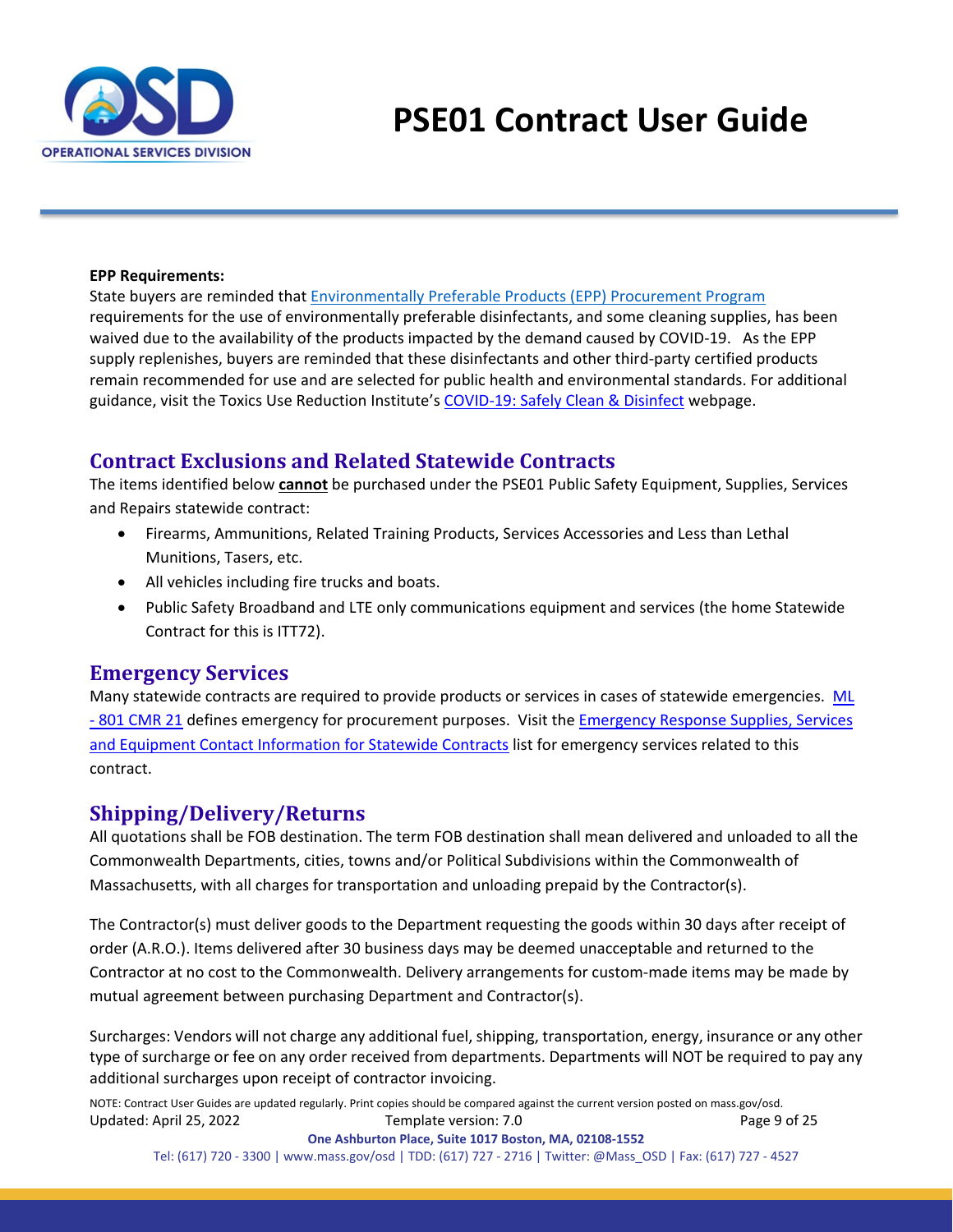**EPP Requirements:**
State buyers are reminded that [Environmentally Preferable Products (EPP) Procurement Program](#) requirements for the use of environmentally preferable disinfectants, and some cleaning supplies, has been waived due to the availability of the products impacted by the demand caused by COVID-19. As the EPP supply replenishes, buyers are reminded that these disinfectants and other third-party certified products remain recommended for use and are selected for public health and environmental standards. For additional guidance, visit the Toxics Use Reduction Institute's [COVID-19: Safely Clean & Disinfect](#) webpage.

## Contract Exclusions and Related Statewide Contracts

The items identified below **cannot** be purchased under the PSE01 Public Safety Equipment, Supplies, Services and Repairs statewide contract:

- Firearms, Ammunitions, Related Training Products, Services Accessories and Less than Lethal Munitions, Tasers, etc.
- All vehicles including fire trucks and boats.
- Public Safety Broadband and LTE only communications equipment and services (the home Statewide Contract for this is ITT72).

## Emergency Services

Many statewide contracts are required to provide products or services in cases of statewide emergencies. [ML - 801 CMR 21](#) defines emergency for procurement purposes. Visit the [Emergency Response Supplies, Services and Equipment Contact Information for Statewide Contracts](#) list for emergency services related to this contract.

## Shipping/Delivery/Returns

All quotations shall be FOB destination. The term FOB destination shall mean delivered and unloaded to all the Commonwealth Departments, cities, towns and/or Political Subdivisions within the Commonwealth of Massachusetts, with all charges for transportation and unloading prepaid by the Contractor(s).

The Contractor(s) must deliver goods to the Department requesting the goods within 30 days after receipt of order (A.R.O.). Items delivered after 30 business days may be deemed unacceptable and returned to the Contractor at no cost to the Commonwealth. Delivery arrangements for custom-made items may be made by mutual agreement between purchasing Department and Contractor(s).

Surcharges: Vendors will not charge any additional fuel, shipping, transportation, energy, insurance or any other type of surcharge or fee on any order received from departments. Departments will NOT be required to pay any additional surcharges upon receipt of contractor invoicing.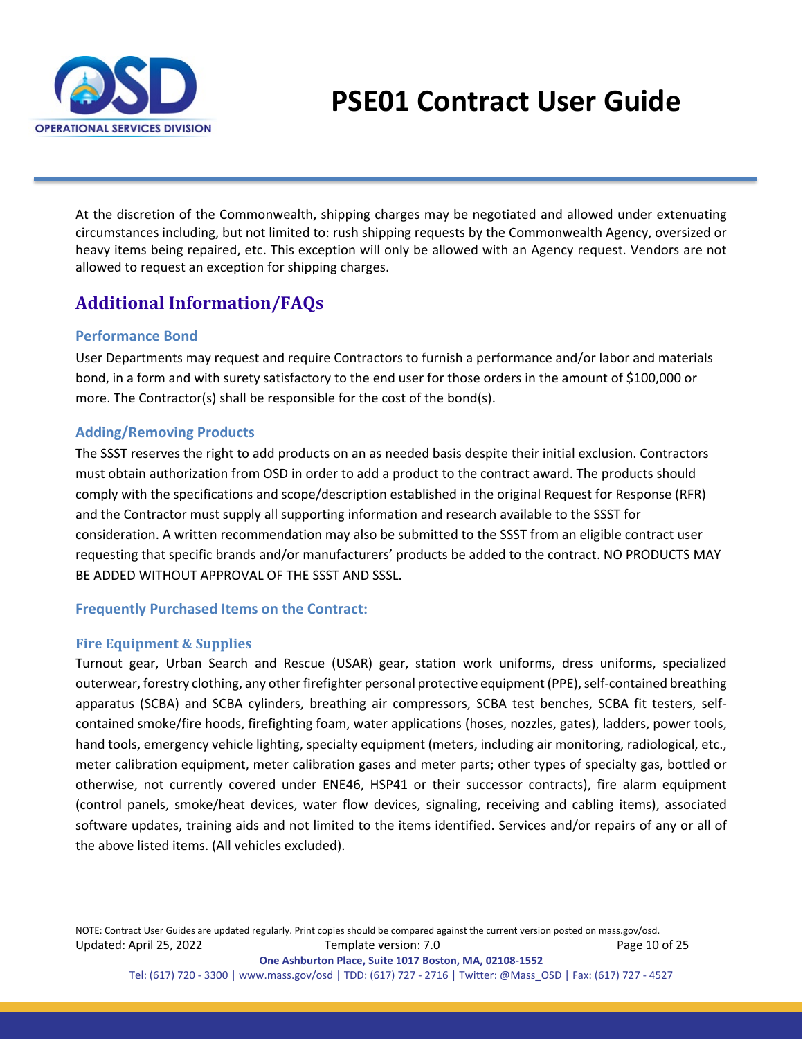At the discretion of the Commonwealth, shipping charges may be negotiated and allowed under extenuating circumstances including, but not limited to: rush shipping requests by the Commonwealth Agency, oversized or heavy items being repaired, etc. This exception will only be allowed with an Agency request. Vendors are not allowed to request an exception for shipping charges.

## Additional Information/FAQs

### Performance Bond

User Departments may request and require Contractors to furnish a performance and/or labor and materials bond, in a form and with surety satisfactory to the end user for those orders in the amount of $100,000 or more. The Contractor(s) shall be responsible for the cost of the bond(s).

### Adding/Removing Products

The SSST reserves the right to add products on an as needed basis despite their initial exclusion. Contractors must obtain authorization from OSD in order to add a product to the contract award. The products should comply with the specifications and scope/description established in the original Request for Response (RFR) and the Contractor must supply all supporting information and research available to the SSST for consideration. A written recommendation may also be submitted to the SSST from an eligible contract user requesting that specific brands and/or manufacturers' products be added to the contract. NO PRODUCTS MAY BE ADDED WITHOUT APPROVAL OF THE SSST AND SSSL.

### Frequently Purchased Items on the Contract:

#### Fire Equipment & Supplies

Turnout gear, Urban Search and Rescue (USAR) gear, station work uniforms, dress uniforms, specialized outerwear, forestry clothing, any other firefighter personal protective equipment (PPE), self-contained breathing apparatus (SCBA) and SCBA cylinders, breathing air compressors, SCBA test benches, SCBA fit testers, self-contained smoke/fire hoods, firefighting foam, water applications (hoses, nozzles, gates), ladders, power tools, hand tools, emergency vehicle lighting, specialty equipment (meters, including air monitoring, radiological, etc., meter calibration equipment, meter calibration gases and meter parts; other types of specialty gas, bottled or otherwise, not currently covered under ENE46, HSP41 or their successor contracts), fire alarm equipment (control panels, smoke/heat devices, water flow devices, signaling, receiving and cabling items), associated software updates, training aids and not limited to the items identified. Services and/or repairs of any or all of the above listed items. (All vehicles excluded).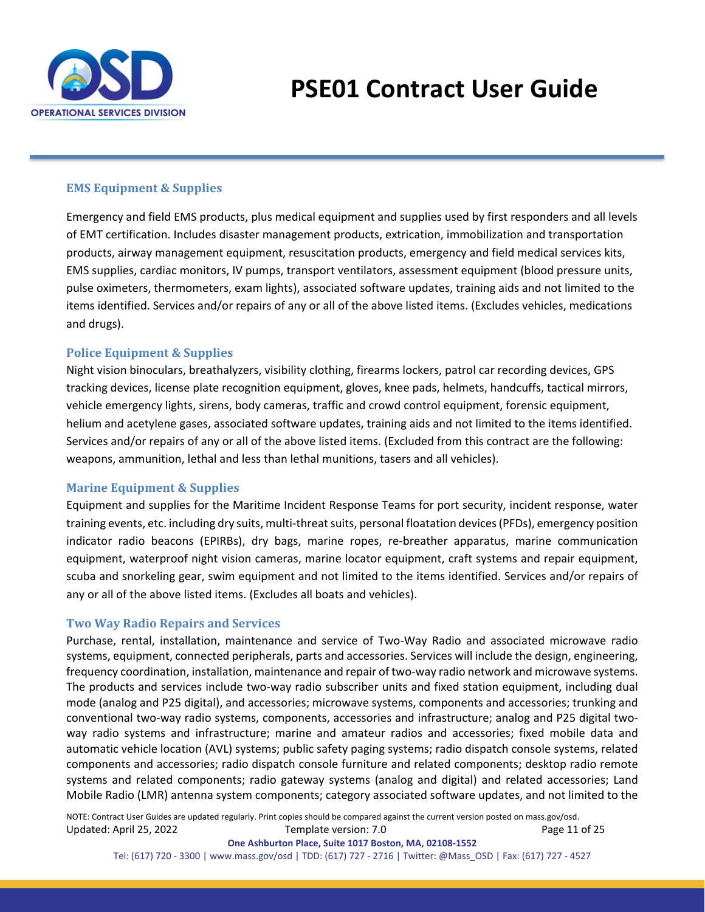### EMS Equipment & Supplies

Emergency and field EMS products, plus medical equipment and supplies used by first responders and all levels of EMT certification. Includes disaster management products, extrication, immobilization and transportation products, airway management equipment, resuscitation products, emergency and field medical services kits, EMS supplies, cardiac monitors, IV pumps, transport ventilators, assessment equipment (blood pressure units, pulse oximeters, thermometers, exam lights), associated software updates, training aids and not limited to the items identified. Services and/or repairs of any or all of the above listed items. (Excludes vehicles, medications and drugs).

### Police Equipment & Supplies

Night vision binoculars, breathalyzers, visibility clothing, firearms lockers, patrol car recording devices, GPS tracking devices, license plate recognition equipment, gloves, knee pads, helmets, handcuffs, tactical mirrors, vehicle emergency lights, sirens, body cameras, traffic and crowd control equipment, forensic equipment, helium and acetylene gases, associated software updates, training aids and not limited to the items identified. Services and/or repairs of any or all of the above listed items. (Excluded from this contract are the following: weapons, ammunition, lethal and less than lethal munitions, tasers and all vehicles).

### Marine Equipment & Supplies

Equipment and supplies for the Maritime Incident Response Teams for port security, incident response, water training events, etc. including dry suits, multi-threat suits, personal floatation devices (PFDs), emergency position indicator radio beacons (EPIRBs), dry bags, marine ropes, re-breather apparatus, marine communication equipment, waterproof night vision cameras, marine locator equipment, craft systems and repair equipment, scuba and snorkeling gear, swim equipment and not limited to the items identified. Services and/or repairs of any or all of the above listed items. (Excludes all boats and vehicles).

### Two Way Radio Repairs and Services

Purchase, rental, installation, maintenance and service of Two-Way Radio and associated microwave radio systems, equipment, connected peripherals, parts and accessories. Services will include the design, engineering, frequency coordination, installation, maintenance and repair of two-way radio network and microwave systems. The products and services include two-way radio subscriber units and fixed station equipment, including dual mode (analog and P25 digital), and accessories; microwave systems, components and accessories; trunking and conventional two-way radio systems, components, accessories and infrastructure; analog and P25 digital two-way radio systems and infrastructure; marine and amateur radios and accessories; fixed mobile data and automatic vehicle location (AVL) systems; public safety paging systems; radio dispatch console systems, related components and accessories; radio dispatch console furniture and related components; desktop radio remote systems and related components; radio gateway systems (analog and digital) and related accessories; Land Mobile Radio (LMR) antenna system components; category associated software updates, and not limited to the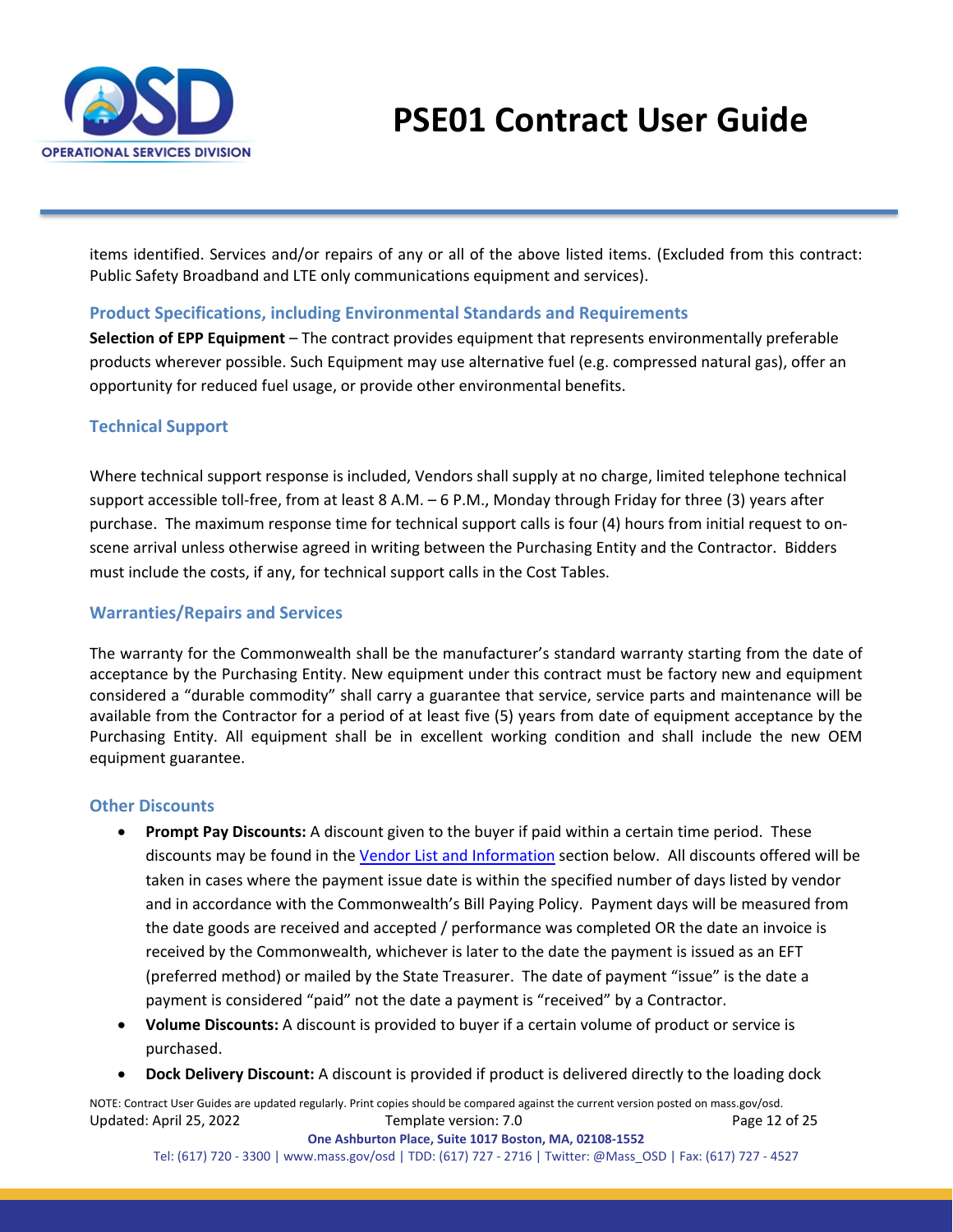items identified. Services and/or repairs of any or all of the above listed items. (Excluded from this contract: Public Safety Broadband and LTE only communications equipment and services).

### Product Specifications, including Environmental Standards and Requirements

**Selection of EPP Equipment** – The contract provides equipment that represents environmentally preferable products wherever possible. Such Equipment may use alternative fuel (e.g. compressed natural gas), offer an opportunity for reduced fuel usage, or provide other environmental benefits.

### Technical Support

Where technical support response is included, Vendors shall supply at no charge, limited telephone technical support accessible toll-free, from at least 8 A.M. – 6 P.M., Monday through Friday for three (3) years after purchase. The maximum response time for technical support calls is four (4) hours from initial request to on-scene arrival unless otherwise agreed in writing between the Purchasing Entity and the Contractor. Bidders must include the costs, if any, for technical support calls in the Cost Tables.

### Warranties/Repairs and Services

The warranty for the Commonwealth shall be the manufacturer's standard warranty starting from the date of acceptance by the Purchasing Entity. New equipment under this contract must be factory new and equipment considered a "durable commodity" shall carry a guarantee that service, service parts and maintenance will be available from the Contractor for a period of at least five (5) years from date of equipment acceptance by the Purchasing Entity. All equipment shall be in excellent working condition and shall include the new OEM equipment guarantee.

### Other Discounts

- **Prompt Pay Discounts:** A discount given to the buyer if paid within a certain time period. These discounts may be found in the Vendor List and Information section below. All discounts offered will be taken in cases where the payment issue date is within the specified number of days listed by vendor and in accordance with the Commonwealth's Bill Paying Policy. Payment days will be measured from the date goods are received and accepted / performance was completed OR the date an invoice is received by the Commonwealth, whichever is later to the date the payment is issued as an EFT (preferred method) or mailed by the State Treasurer. The date of payment "issue" is the date a payment is considered "paid" not the date a payment is "received" by a Contractor.
- **Volume Discounts:** A discount is provided to buyer if a certain volume of product or service is purchased.
- **Dock Delivery Discount:** A discount is provided if product is delivered directly to the loading dock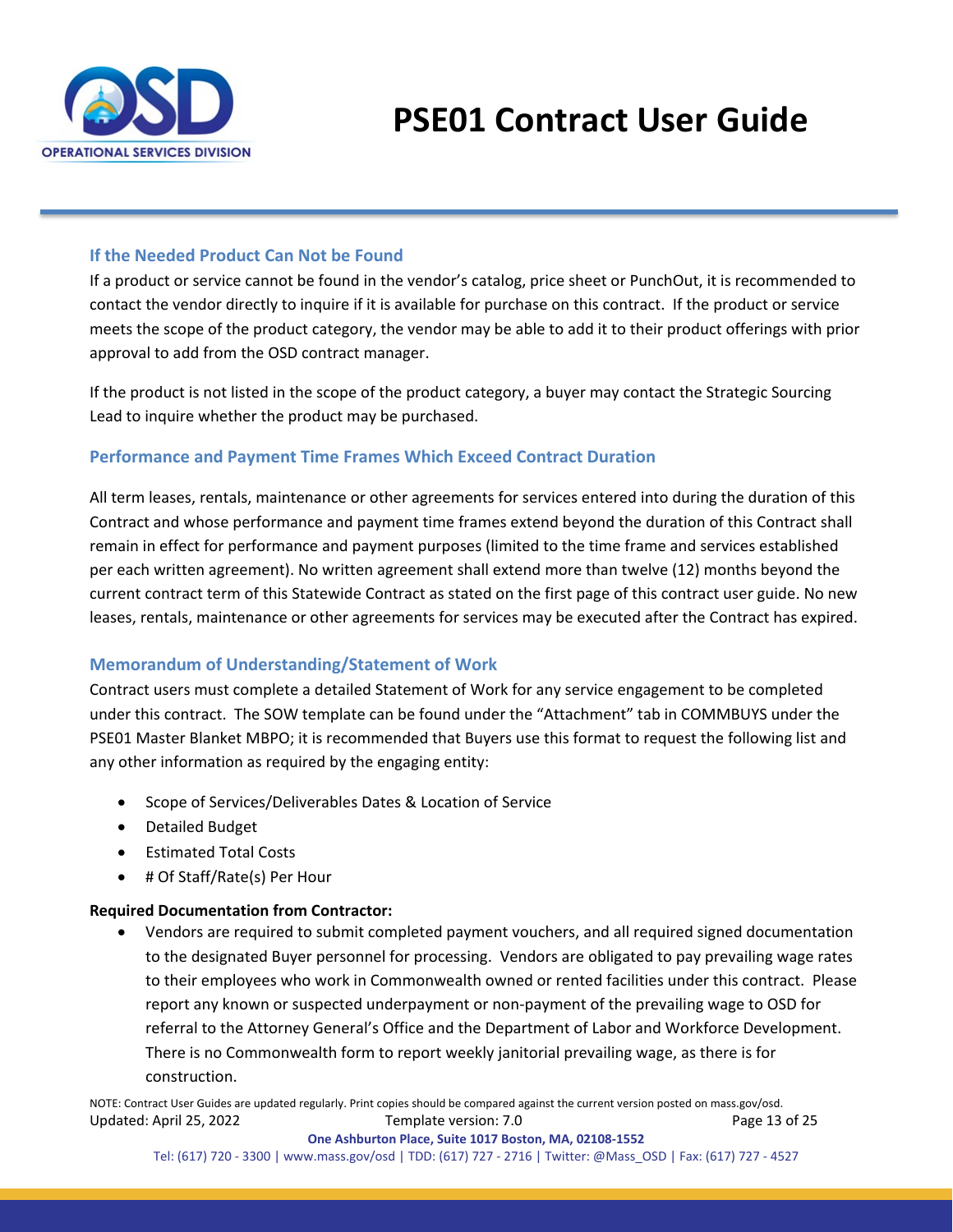### If the Needed Product Can Not be Found

If a product or service cannot be found in the vendor's catalog, price sheet or PunchOut, it is recommended to contact the vendor directly to inquire if it is available for purchase on this contract. If the product or service meets the scope of the product category, the vendor may be able to add it to their product offerings with prior approval to add from the OSD contract manager.

If the product is not listed in the scope of the product category, a buyer may contact the Strategic Sourcing Lead to inquire whether the product may be purchased.

### Performance and Payment Time Frames Which Exceed Contract Duration

All term leases, rentals, maintenance or other agreements for services entered into during the duration of this Contract and whose performance and payment time frames extend beyond the duration of this Contract shall remain in effect for performance and payment purposes (limited to the time frame and services established per each written agreement). No written agreement shall extend more than twelve (12) months beyond the current contract term of this Statewide Contract as stated on the first page of this contract user guide. No new leases, rentals, maintenance or other agreements for services may be executed after the Contract has expired.

### Memorandum of Understanding/Statement of Work

Contract users must complete a detailed Statement of Work for any service engagement to be completed under this contract. The SOW template can be found under the "Attachment" tab in COMMBUYS under the PSE01 Master Blanket MBPO; it is recommended that Buyers use this format to request the following list and any other information as required by the engaging entity:

- Scope of Services/Deliverables Dates & Location of Service
- Detailed Budget
- Estimated Total Costs
- # Of Staff/Rate(s) Per Hour

**Required Documentation from Contractor:**

- Vendors are required to submit completed payment vouchers, and all required signed documentation to the designated Buyer personnel for processing. Vendors are obligated to pay prevailing wage rates to their employees who work in Commonwealth owned or rented facilities under this contract. Please report any known or suspected underpayment or non-payment of the prevailing wage to OSD for referral to the Attorney General's Office and the Department of Labor and Workforce Development. There is no Commonwealth form to report weekly janitorial prevailing wage, as there is for construction.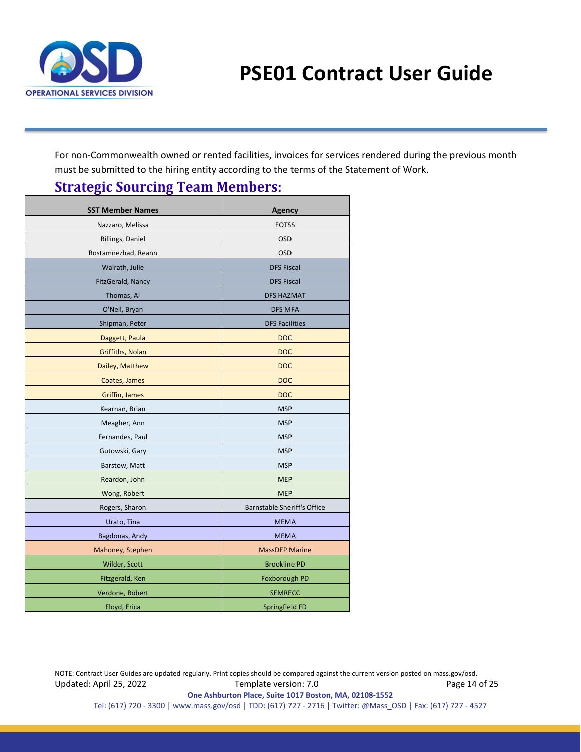For non-Commonwealth owned or rented facilities, invoices for services rendered during the previous month must be submitted to the hiring entity according to the terms of the Statement of Work.

## Strategic Sourcing Team Members:

| SST Member Names | Agency |
|---|---|
| Nazzaro, Melissa | EOTSS |
| Billings, Daniel | OSD |
| Rostamnezhad, Reann | OSD |
| Walrath, Julie | DFS Fiscal |
| FitzGerald, Nancy | DFS Fiscal |
| Thomas, Al | DFS HAZMAT |
| O'Neil, Bryan | DFS MFA |
| Shipman, Peter | DFS Facilities |
| Daggett, Paula | DOC |
| Griffiths, Nolan | DOC |
| Dailey, Matthew | DOC |
| Coates, James | DOC |
| Griffin, James | DOC |
| Kearnan, Brian | MSP |
| Meagher, Ann | MSP |
| Fernandes, Paul | MSP |
| Gutowski, Gary | MSP |
| Barstow, Matt | MSP |
| Reardon, John | MEP |
| Wong, Robert | MEP |
| Rogers, Sharon | Barnstable Sheriff's Office |
| Urato, Tina | MEMA |
| Bagdonas, Andy | MEMA |
| Mahoney, Stephen | MassDEP Marine |
| Wilder, Scott | Brookline PD |
| Fitzgerald, Ken | Foxborough PD |
| Verdone, Robert | SEMRECC |
| Floyd, Erica | Springfield FD |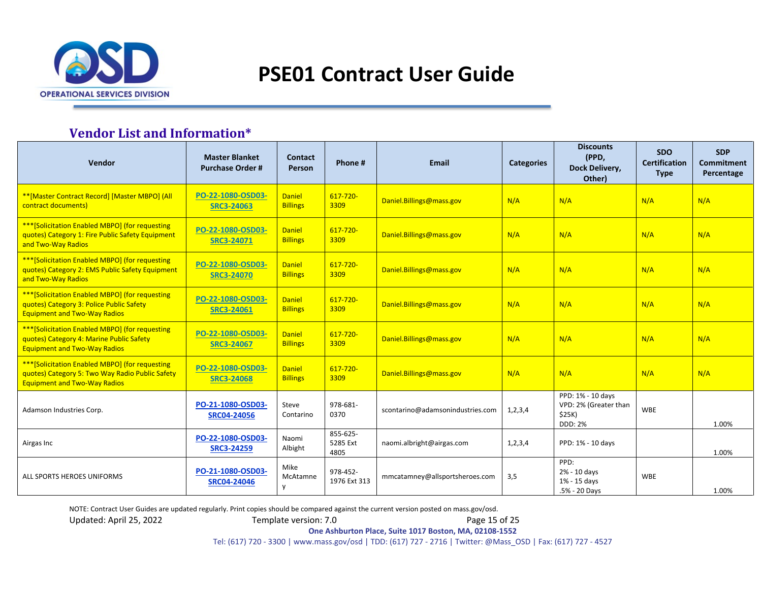# PSE01 Contract User Guide

## Vendor List and Information*

| Vendor | Master Blanket Purchase Order # | Contact Person | Phone # | Email | Categories | Discounts (PPD, Dock Delivery, Other) | SDO Certification Type | SDP Commitment Percentage |
|---|---|---|---|---|---|---|---|---|
| **[Master Contract Record] [Master MBPO] (All contract documents) | PO-22-1080-OSD03-SRC3-24063 | Daniel Billings | 617-720-3309 | Daniel.Billings@mass.gov | N/A | N/A | N/A | N/A |
| ***[Solicitation Enabled MBPO] (for requesting quotes) Category 1: Fire Public Safety Equipment and Two-Way Radios | PO-22-1080-OSD03-SRC3-24071 | Daniel Billings | 617-720-3309 | Daniel.Billings@mass.gov | N/A | N/A | N/A | N/A |
| ***[Solicitation Enabled MBPO] (for requesting quotes) Category 2: EMS Public Safety Equipment and Two-Way Radios | PO-22-1080-OSD03-SRC3-24070 | Daniel Billings | 617-720-3309 | Daniel.Billings@mass.gov | N/A | N/A | N/A | N/A |
| ***[Solicitation Enabled MBPO] (for requesting quotes) Category 3: Police Public Safety Equipment and Two-Way Radios | PO-22-1080-OSD03-SRC3-24061 | Daniel Billings | 617-720-3309 | Daniel.Billings@mass.gov | N/A | N/A | N/A | N/A |
| ***[Solicitation Enabled MBPO] (for requesting quotes) Category 4: Marine Public Safety Equipment and Two-Way Radios | PO-22-1080-OSD03-SRC3-24067 | Daniel Billings | 617-720-3309 | Daniel.Billings@mass.gov | N/A | N/A | N/A | N/A |
| ***[Solicitation Enabled MBPO] (for requesting quotes) Category 5: Two Way Radio Public Safety Equipment and Two-Way Radios | PO-22-1080-OSD03-SRC3-24068 | Daniel Billings | 617-720-3309 | Daniel.Billings@mass.gov | N/A | N/A | N/A | N/A |
| Adamson Industries Corp. | PO-21-1080-OSD03-SRC04-24056 | Steve Contarino | 978-681-0370 | scontarino@adamsonindustries.com | 1,2,3,4 | PPD: 1% - 10 days<br>VPD: 2% (Greater than $25K)<br>DDD: 2% | WBE | 1.00% |
| Airgas Inc | PO-22-1080-OSD03-SRC3-24259 | Naomi Albight | 855-625-5285 Ext 4805 | naomi.albright@airgas.com | 1,2,3,4 | PPD: 1% - 10 days | | 1.00% |
| ALL SPORTS HEROES UNIFORMS | PO-21-1080-OSD03-SRC04-24046 | Mike McAtamney | 978-452-1976 Ext 313 | mmcatamney@allsportsheroes.com | 3,5 | PPD:<br>2% - 10 days<br>1% - 15 days<br>.5% - 20 Days | WBE | 1.00% |

NOTE: Contract User Guides are updated regularly. Print copies should be compared against the current version posted on mass.gov/osd.

Updated: April 25, 2022 Template version: 7.0

One Ashburton Place, Suite 1017 Boston, MA, 02108-1552

Tel: (617) 720 - 3300 | www.mass.gov/osd | TDD: (617) 727 - 2716 | Twitter: @Mass_OSD | Fax: (617) 727 - 4527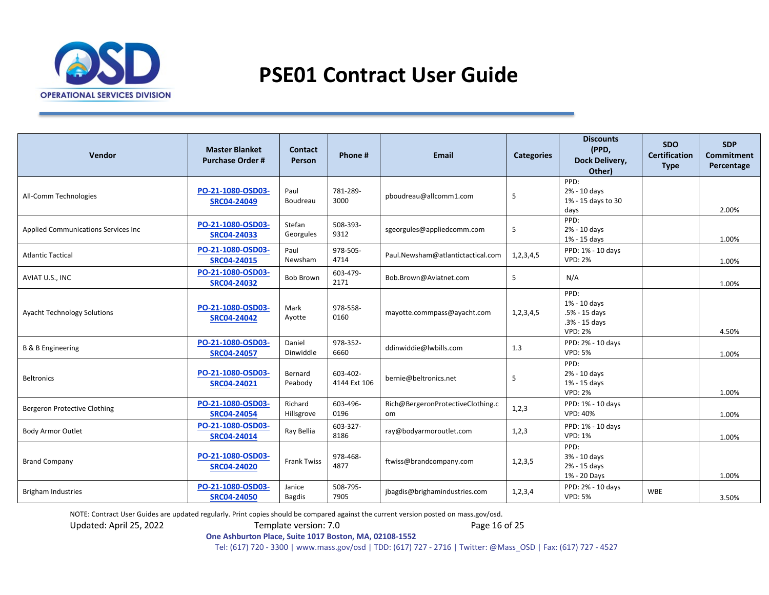# PSE01 Contract User Guide

| Vendor | Master Blanket Purchase Order # | Contact Person | Phone # | Email | Categories | Discounts (PPD, Dock Delivery, Other) | SDO Certification Type | SDP Commitment Percentage |
|---|---|---|---|---|---|---|---|---|
| All-Comm Technologies | PO-21-1080-OSD03-SRC04-24049 | Paul Boudreau | 781-289-3000 | pboudreau@allcomm1.com | 5 | PPD: 2% - 10 days 1% - 15 days to 30 days | | 2.00% |
| Applied Communications Services Inc | PO-21-1080-OSD03-SRC04-24033 | Stefan Georgules | 508-393-9312 | sgeorgules@appliedcomm.com | 5 | PPD: 2% - 10 days 1% - 15 days | | 1.00% |
| Atlantic Tactical | PO-21-1080-OSD03-SRC04-24015 | Paul Newsham | 978-505-4714 | Paul.Newsham@atlantictactical.com | 1,2,3,4,5 | PPD: 1% - 10 days VPD: 2% | | 1.00% |
| AVIAT U.S., INC | PO-21-1080-OSD03-SRC04-24032 | Bob Brown | 603-479-2171 | Bob.Brown@Aviatnet.com | 5 | N/A | | 1.00% |
| Ayacht Technology Solutions | PO-21-1080-OSD03-SRC04-24042 | Mark Ayotte | 978-558-0160 | mayotte.commpass@ayacht.com | 1,2,3,4,5 | PPD: 1% - 10 days .5% - 15 days .3% - 15 days VPD: 2% | | 4.50% |
| B & B Engineering | PO-21-1080-OSD03-SRC04-24057 | Daniel Dinwiddie | 978-352-6660 | ddinwiddie@lwbills.com | 1.3 | PPD: 2% - 10 days VPD: 5% | | 1.00% |
| Beltronics | PO-21-1080-OSD03-SRC04-24021 | Bernard Peabody | 603-402-4144 Ext 106 | bernie@beltronics.net | 5 | PPD: 2% - 10 days 1% - 15 days VPD: 2% | | 1.00% |
| Bergeron Protective Clothing | PO-21-1080-OSD03-SRC04-24054 | Richard Hillsgrove | 603-496-0196 | Rich@BergeronProtectiveClothing.com | 1,2,3 | PPD: 1% - 10 days VPD: 40% | | 1.00% |
| Body Armor Outlet | PO-21-1080-OSD03-SRC04-24014 | Ray Bellia | 603-327-8186 | ray@bodyarmoroutlet.com | 1,2,3 | PPD: 1% - 10 days VPD: 1% | | 1.00% |
| Brand Company | PO-21-1080-OSD03-SRC04-24020 | Frank Twiss | 978-468-4877 | ftwiss@brandcompany.com | 1,2,3,5 | PPD: 3% - 10 days 2% - 15 days 1% - 20 Days | | 1.00% |
| Brigham Industries | PO-21-1080-OSD03-SRC04-24050 | Janice Bagdis | 508-795-7905 | jbagdis@brighamindustries.com | 1,2,3,4 | PPD: 2% - 10 days VPD: 5% | WBE | 3.50% |

NOTE: Contract User Guides are updated regularly. Print copies should be compared against the current version posted on mass.gov/osd.

Updated: April 25, 2022 Template version: 7.0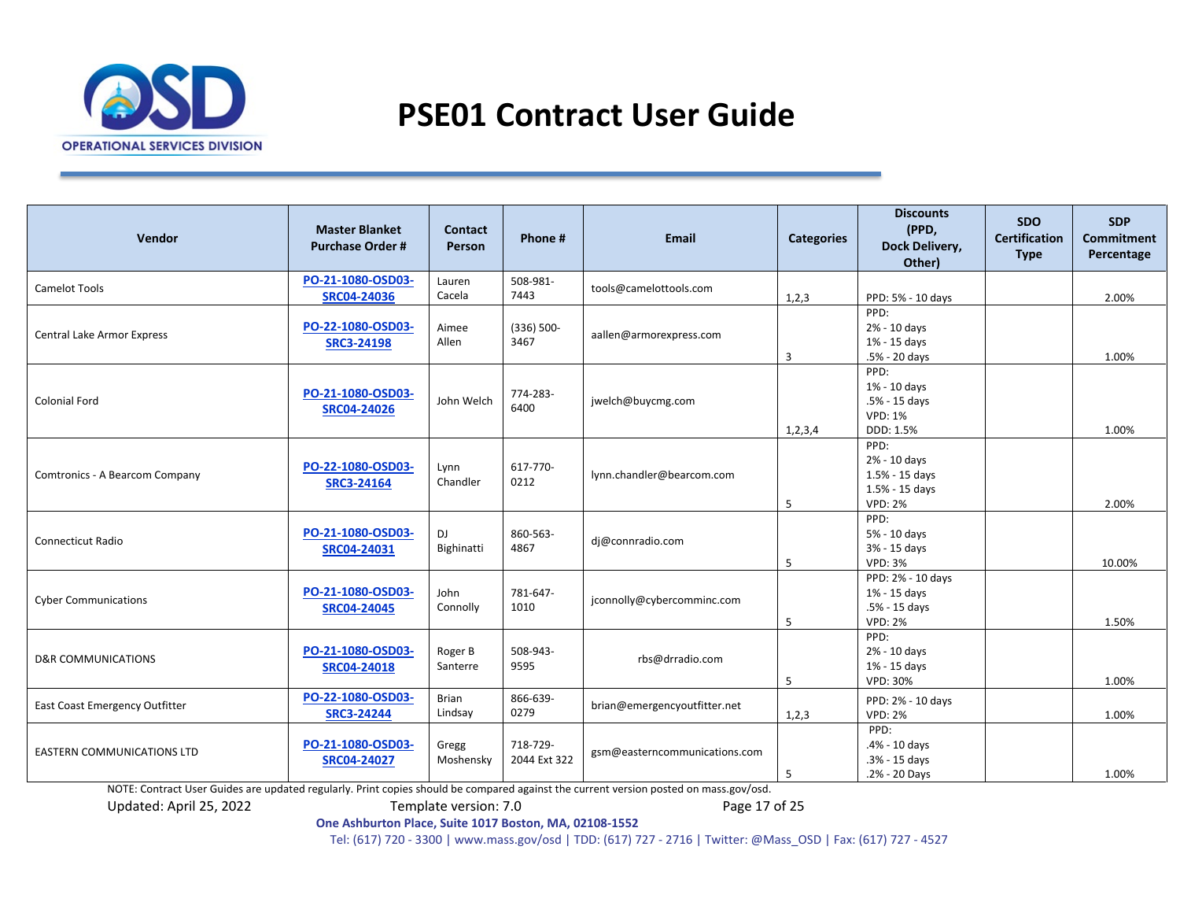# PSE01 Contract User Guide

| Vendor | Master Blanket Purchase Order # | Contact Person | Phone # | Email | Categories | Discounts (PPD, Dock Delivery, Other) | SDO Certification Type | SDP Commitment Percentage |
|---|---|---|---|---|---|---|---|---|
| Camelot Tools | PO-21-1080-OSD03-SRC04-24036 | Lauren Cacela | 508-981-7443 | tools@camelottools.com | 1,2,3 | PPD: 5% - 10 days | | 2.00% |
| Central Lake Armor Express | PO-22-1080-OSD03-SRC3-24198 | Aimee Allen | (336) 500-3467 | aallen@armorexpress.com | 3 | PPD:<br>2% - 10 days<br>1% - 15 days<br>.5% - 20 days | | 1.00% |
| Colonial Ford | PO-21-1080-OSD03-SRC04-24026 | John Welch | 774-283-6400 | jwelch@buycmg.com | 1,2,3,4 | PPD:<br>1% - 10 days<br>.5% - 15 days<br>VPD: 1%<br>DDD: 1.5% | | 1.00% |
| Comtronics - A Bearcom Company | PO-22-1080-OSD03-SRC3-24164 | Lynn Chandler | 617-770-0212 | lynn.chandler@bearcom.com | 5 | PPD:<br>2% - 10 days<br>1.5% - 15 days<br>1.5% - 15 days<br>VPD: 2% | | 2.00% |
| Connecticut Radio | PO-21-1080-OSD03-SRC04-24031 | DJ Bighinatti | 860-563-4867 | dj@connradio.com | 5 | PPD:<br>5% - 10 days<br>3% - 15 days<br>VPD: 3% | | 10.00% |
| Cyber Communications | PO-21-1080-OSD03-SRC04-24045 | John Connolly | 781-647-1010 | jconnolly@cybercomminc.com | 5 | PPD: 2% - 10 days<br>1% - 15 days<br>.5% - 15 days<br>VPD: 2% | | 1.50% |
| D&R COMMUNICATIONS | PO-21-1080-OSD03-SRC04-24018 | Roger B Santerre | 508-943-9595 | rbs@drradio.com | 5 | PPD:<br>2% - 10 days<br>1% - 15 days<br>VPD: 30% | | 1.00% |
| East Coast Emergency Outfitter | PO-22-1080-OSD03-SRC3-24244 | Brian Lindsay | 866-639-0279 | brian@emergencyoutfitter.net | 1,2,3 | PPD: 2% - 10 days<br>VPD: 2% | | 1.00% |
| EASTERN COMMUNICATIONS LTD | PO-21-1080-OSD03-SRC04-24027 | Gregg Moshensky | 718-729-2044 Ext 322 | gsm@easterncommunications.com | 5 | PPD:<br>.4% - 10 days<br>.3% - 15 days<br>.2% - 20 Days | | 1.00% |

NOTE: Contract User Guides are updated regularly. Print copies should be compared against the current version posted on mass.gov/osd.

Updated: April 25, 2022 Template version: 7.0

One Ashburton Place, Suite 1017 Boston, MA, 02108-1552

Tel: (617) 720 - 3300 | www.mass.gov/osd | TDD: (617) 727 - 2716 | Twitter: @Mass_OSD | Fax: (617) 727 - 4527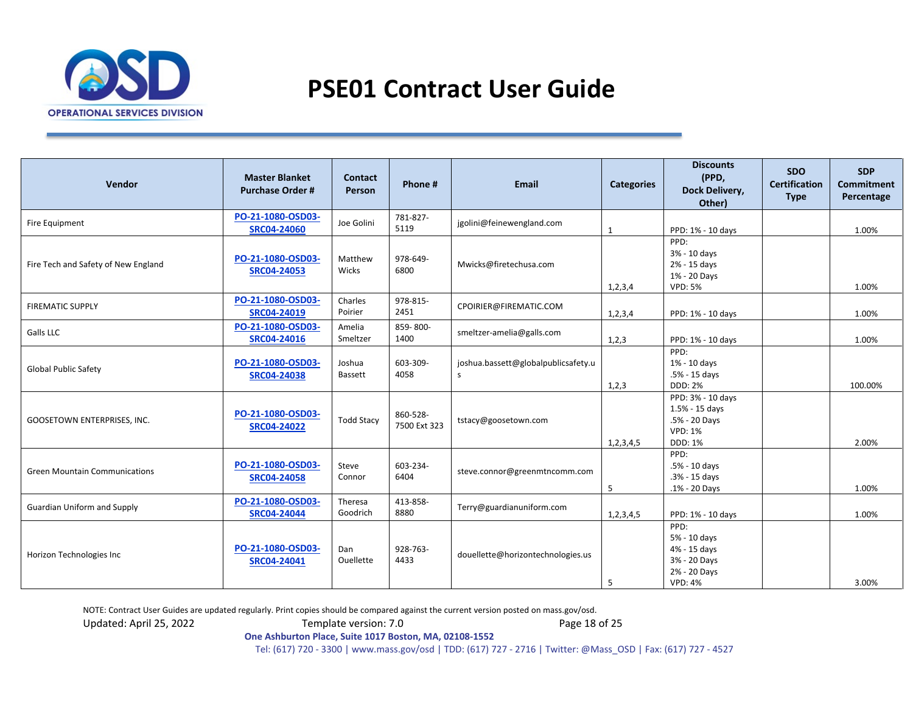# PSE01 Contract User Guide

| Vendor | Master Blanket Purchase Order # | Contact Person | Phone # | Email | Categories | Discounts (PPD, Dock Delivery, Other) | SDO Certification Type | SDP Commitment Percentage |
|---|---|---|---|---|---|---|---|---|
| Fire Equipment | PO-21-1080-OSD03-SRC04-24060 | Joe Golini | 781-827-5119 | jgolini@feinewengland.com | 1 | PPD: 1% - 10 days | | 1.00% |
| Fire Tech and Safety of New England | PO-21-1080-OSD03-SRC04-24053 | Matthew Wicks | 978-649-6800 | Mwicks@firetechusa.com | 1,2,3,4 | PPD:<br>3% - 10 days<br>2% - 15 days<br>1% - 20 Days<br>VPD: 5% | | 1.00% |
| FIREMATIC SUPPLY | PO-21-1080-OSD03-SRC04-24019 | Charles Poirier | 978-815-2451 | CPOIRIER@FIREMATIC.COM | 1,2,3,4 | PPD: 1% - 10 days | | 1.00% |
| Galls LLC | PO-21-1080-OSD03-SRC04-24016 | Amelia Smeltzer | 859- 800-1400 | smeltzer-amelia@galls.com | 1,2,3 | PPD: 1% - 10 days | | 1.00% |
| Global Public Safety | PO-21-1080-OSD03-SRC04-24038 | Joshua Bassett | 603-309-4058 | joshua.bassett@globalpublicsafety.us | 1,2,3 | PPD:<br>1% - 10 days<br>.5% - 15 days<br>DDD: 2% | | 100.00% |
| GOOSETOWN ENTERPRISES, INC. | PO-21-1080-OSD03-SRC04-24022 | Todd Stacy | 860-528-7500 Ext 323 | tstacy@goosetown.com | 1,2,3,4,5 | PPD: 3% - 10 days<br>1.5% - 15 days<br>.5% - 20 Days<br>VPD: 1%<br>DDD: 1% | | 2.00% |
| Green Mountain Communications | PO-21-1080-OSD03-SRC04-24058 | Steve Connor | 603-234-6404 | steve.connor@greenmtncomm.com | 5 | PPD:<br>.5% - 10 days<br>.3% - 15 days<br>.1% - 20 Days | | 1.00% |
| Guardian Uniform and Supply | PO-21-1080-OSD03-SRC04-24044 | Theresa Goodrich | 413-858-8880 | Terry@guardianuniform.com | 1,2,3,4,5 | PPD: 1% - 10 days | | 1.00% |
| Horizon Technologies Inc | PO-21-1080-OSD03-SRC04-24041 | Dan Ouellette | 928-763-4433 | douellette@horizontechnologies.us | 5 | PPD:<br>5% - 10 days<br>4% - 15 days<br>3% - 20 Days<br>2% - 20 Days<br>VPD: 4% | | 3.00% |

NOTE: Contract User Guides are updated regularly. Print copies should be compared against the current version posted on mass.gov/osd.

Updated: April 25, 2022 Template version: 7.0

One Ashburton Place, Suite 1017 Boston, MA, 02108-1552

Tel: (617) 720 - 3300 | www.mass.gov/osd | TDD: (617) 727 - 2716 | Twitter: @Mass_OSD | Fax: (617) 727 - 4527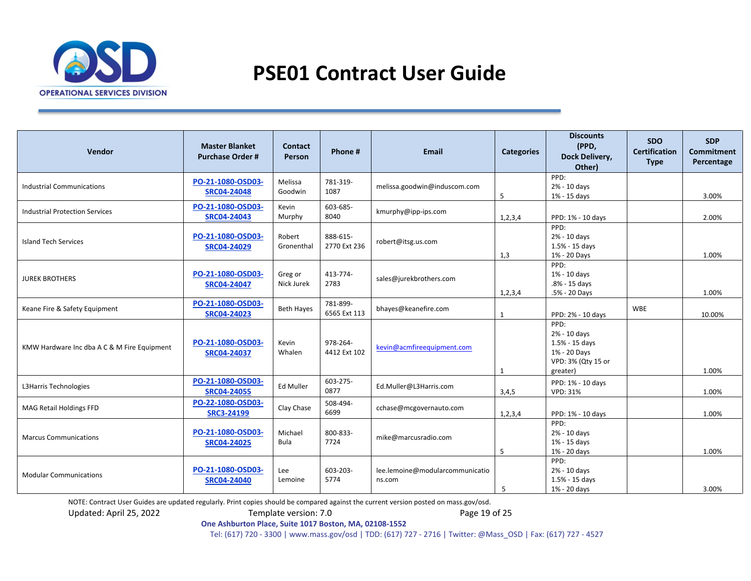# PSE01 Contract User Guide

| Vendor | Master Blanket Purchase Order # | Contact Person | Phone # | Email | Categories | Discounts (PPD, Dock Delivery, Other) | SDO Certification Type | SDP Commitment Percentage |
|---|---|---|---|---|---|---|---|---|
| Industrial Communications | PO-21-1080-OSD03-SRC04-24048 | Melissa Goodwin | 781-319-1087 | melissa.goodwin@induscom.com | 5 | PPD:<br>2% - 10 days<br>1% - 15 days | | 3.00% |
| Industrial Protection Services | PO-21-1080-OSD03-SRC04-24043 | Kevin Murphy | 603-685-8040 | kmurphy@ipp-ips.com | 1,2,3,4 | PPD: 1% - 10 days | | 2.00% |
| Island Tech Services | PO-21-1080-OSD03-SRC04-24029 | Robert Gronenthal | 888-615-2770 Ext 236 | robert@itsg.us.com | 1,3 | PPD:<br>2% - 10 days<br>1.5% - 15 days<br>1% - 20 Days | | 1.00% |
| JUREK BROTHERS | PO-21-1080-OSD03-SRC04-24047 | Greg or Nick Jurek | 413-774-2783 | sales@jurekbrothers.com | 1,2,3,4 | PPD:<br>1% - 10 days<br>.8% - 15 days<br>.5% - 20 Days | | 1.00% |
| Keane Fire & Safety Equipment | PO-21-1080-OSD03-SRC04-24023 | Beth Hayes | 781-899-6565 Ext 113 | bhayes@keanefire.com | 1 | PPD: 2% - 10 days | WBE | 10.00% |
| KMW Hardware Inc dba A C & M Fire Equipment | PO-21-1080-OSD03-SRC04-24037 | Kevin Whalen | 978-264-4412 Ext 102 | kevin@acmfireequipment.com | 1 | PPD:<br>2% - 10 days<br>1.5% - 15 days<br>1% - 20 Days<br>VPD: 3% (Qty 15 or greater) | | 1.00% |
| L3Harris Technologies | PO-21-1080-OSD03-SRC04-24055 | Ed Muller | 603-275-0877 | Ed.Muller@L3Harris.com | 3,4,5 | PPD: 1% - 10 days<br>VPD: 31% | | 1.00% |
| MAG Retail Holdings FFD | PO-22-1080-OSD03-SRC3-24199 | Clay Chase | 508-494-6699 | cchase@mcgovernauto.com | 1,2,3,4 | PPD: 1% - 10 days | | 1.00% |
| Marcus Communications | PO-21-1080-OSD03-SRC04-24025 | Michael Bula | 800-833-7724 | mike@marcusradio.com | 5 | PPD:<br>2% - 10 days<br>1% - 15 days<br>1% - 20 days | | 1.00% |
| Modular Communications | PO-21-1080-OSD03-SRC04-24040 | Lee Lemoine | 603-203-5774 | lee.lemoine@modularcommunications.com | 5 | PPD:<br>2% - 10 days<br>1.5% - 15 days<br>1% - 20 days | | 3.00% |

NOTE: Contract User Guides are updated regularly. Print copies should be compared against the current version posted on mass.gov/osd.

Updated: April 25, 2022 Template version: 7.0

One Ashburton Place, Suite 1017 Boston, MA, 02108-1552

Tel: (617) 720 - 3300 | www.mass.gov/osd | TDD: (617) 727 - 2716 | Twitter: @Mass_OSD | Fax: (617) 727 - 4527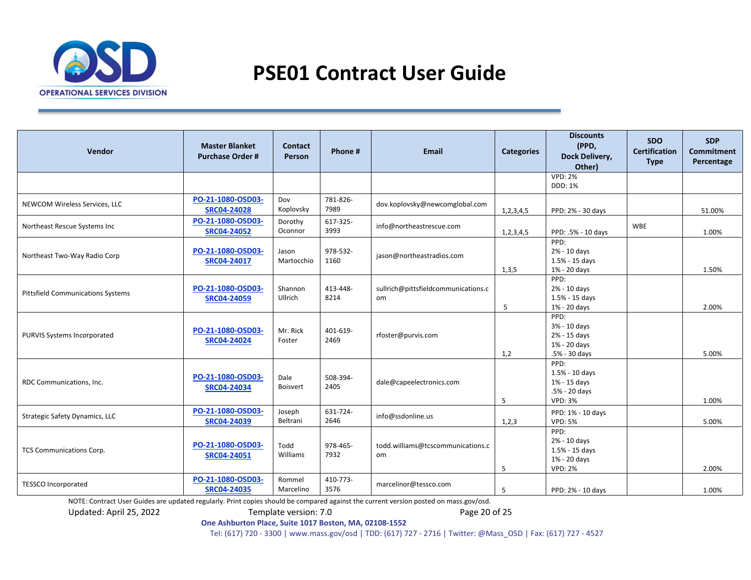# PSE01 Contract User Guide

| Vendor | Master Blanket Purchase Order # | Contact Person | Phone # | Email | Categories | Discounts (PPD, Dock Delivery, Other) | SDO Certification Type | SDP Commitment Percentage |
|---|---|---|---|---|---|---|---|---|
| | | | | | | VPD: 2%<br>DDD: 1% | | |
| NEWCOM Wireless Services, LLC | PO-21-1080-OSD03-SRC04-24028 | Dov Koplovsky | 781-826-7989 | dov.koplovsky@newcomglobal.com | 1,2,3,4,5 | PPD: 2% - 30 days | | 51.00% |
| Northeast Rescue Systems Inc | PO-21-1080-OSD03-SRC04-24052 | Dorothy Oconnor | 617-325-3993 | info@northeastrescue.com | 1,2,3,4,5 | PPD: .5% - 10 days | WBE | 1.00% |
| Northeast Two-Way Radio Corp | PO-21-1080-OSD03-SRC04-24017 | Jason Martocchio | 978-532-1160 | jason@northeastradios.com | 1,3,5 | PPD:<br>2% - 10 days<br>1.5% - 15 days<br>1% - 20 days | | 1.50% |
| Pittsfield Communications Systems | PO-21-1080-OSD03-SRC04-24059 | Shannon Ullrich | 413-448-8214 | sullrich@pittsfieldcommunications.com | 5 | PPD:<br>2% - 10 days<br>1.5% - 15 days<br>1% - 20 days | | 2.00% |
| PURVIS Systems Incorporated | PO-21-1080-OSD03-SRC04-24024 | Mr. Rick Foster | 401-619-2469 | rfoster@purvis.com | 1,2 | PPD:<br>3% - 10 days<br>2% - 15 days<br>1% - 20 days<br>.5% - 30 days | | 5.00% |
| RDC Communications, Inc. | PO-21-1080-OSD03-SRC04-24034 | Dale Boisvert | 508-394-2405 | dale@capeelectronics.com | 5 | PPD:<br>1.5% - 10 days<br>1% - 15 days<br>.5% - 20 days<br>VPD: 3% | | 1.00% |
| Strategic Safety Dynamics, LLC | PO-21-1080-OSD03-SRC04-24039 | Joseph Beltrani | 631-724-2646 | info@ssdonline.us | 1,2,3 | PPD: 1% - 10 days<br>VPD: 5% | | 5.00% |
| TCS Communications Corp. | PO-21-1080-OSD03-SRC04-24051 | Todd Williams | 978-465-7932 | todd.williams@tcscommunications.com | 5 | PPD:<br>2% - 10 days<br>1.5% - 15 days<br>1% - 20 days<br>VPD: 2% | | 2.00% |
| TESSCO Incorporated | PO-21-1080-OSD03-SRC04-24035 | Rommel Marcelino | 410-773-3576 | marcelinor@tessco.com | 5 | PPD: 2% - 10 days | | 1.00% |

NOTE: Contract User Guides are updated regularly. Print copies should be compared against the current version posted on mass.gov/osd.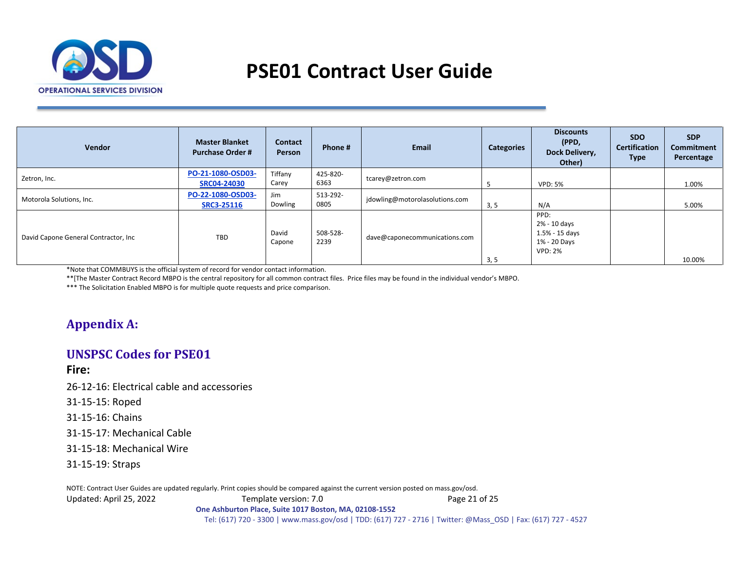| Vendor | Master Blanket Purchase Order # | Contact Person | Phone # | Email | Categories | Discounts (PPD, Dock Delivery, Other) | SDO Certification Type | SDP Commitment Percentage |
|---|---|---|---|---|---|---|---|---|
| Zetron, Inc. | PO-21-1080-OSD03-SRC04-24030 | Tiffany Carey | 425-820-6363 | tcarey@zetron.com | 5 | VPD: 5% | | 1.00% |
| Motorola Solutions, Inc. | PO-22-1080-OSD03-SRC3-25116 | Jim Dowling | 513-292-0805 | jdowling@motorolasolutions.com | 3, 5 | N/A | | 5.00% |
| David Capone General Contractor, Inc | TBD | David Capone | 508-528-2239 | dave@caponecommunications.com | 3, 5 | PPD: 2% - 10 days 1.5% - 15 days 1% - 20 Days VPD: 2% | | 10.00% |

*Note that COMMBUYS is the official system of record for vendor contact information.
**[The Master Contract Record MBPO is the central repository for all common contract files. Price files may be found in the individual vendor's MBPO.
*** The Solicitation Enabled MBPO is for multiple quote requests and price comparison.

## Appendix A:

## UNSPSC Codes for PSE01

### Fire:

26-12-16: Electrical cable and accessories

31-15-15: Roped

31-15-16: Chains

31-15-17: Mechanical Cable

31-15-18: Mechanical Wire

31-15-19: Straps

NOTE: Contract User Guides are updated regularly. Print copies should be compared against the current version posted on mass.gov/osd.
Updated: April 25, 2022 Template version: 7.0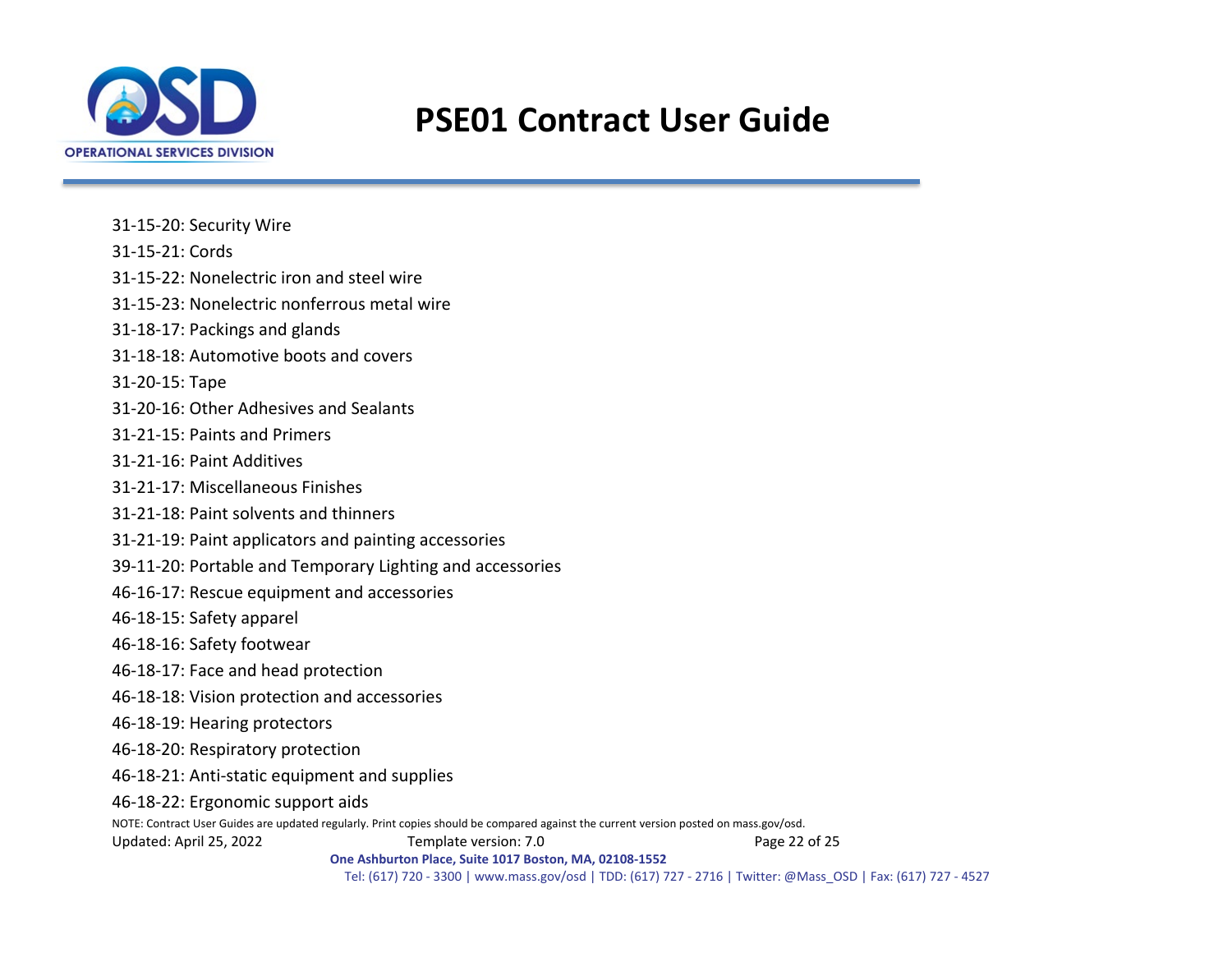31-15-20: Security Wire

31-15-21: Cords

31-15-22: Nonelectric iron and steel wire

31-15-23: Nonelectric nonferrous metal wire

31-18-17: Packings and glands

31-18-18: Automotive boots and covers

31-20-15: Tape

31-20-16: Other Adhesives and Sealants

31-21-15: Paints and Primers

31-21-16: Paint Additives

31-21-17: Miscellaneous Finishes

31-21-18: Paint solvents and thinners

31-21-19: Paint applicators and painting accessories

39-11-20: Portable and Temporary Lighting and accessories

46-16-17: Rescue equipment and accessories

46-18-15: Safety apparel

46-18-16: Safety footwear

46-18-17: Face and head protection

46-18-18: Vision protection and accessories

46-18-19: Hearing protectors

46-18-20: Respiratory protection

46-18-21: Anti-static equipment and supplies

46-18-22: Ergonomic support aids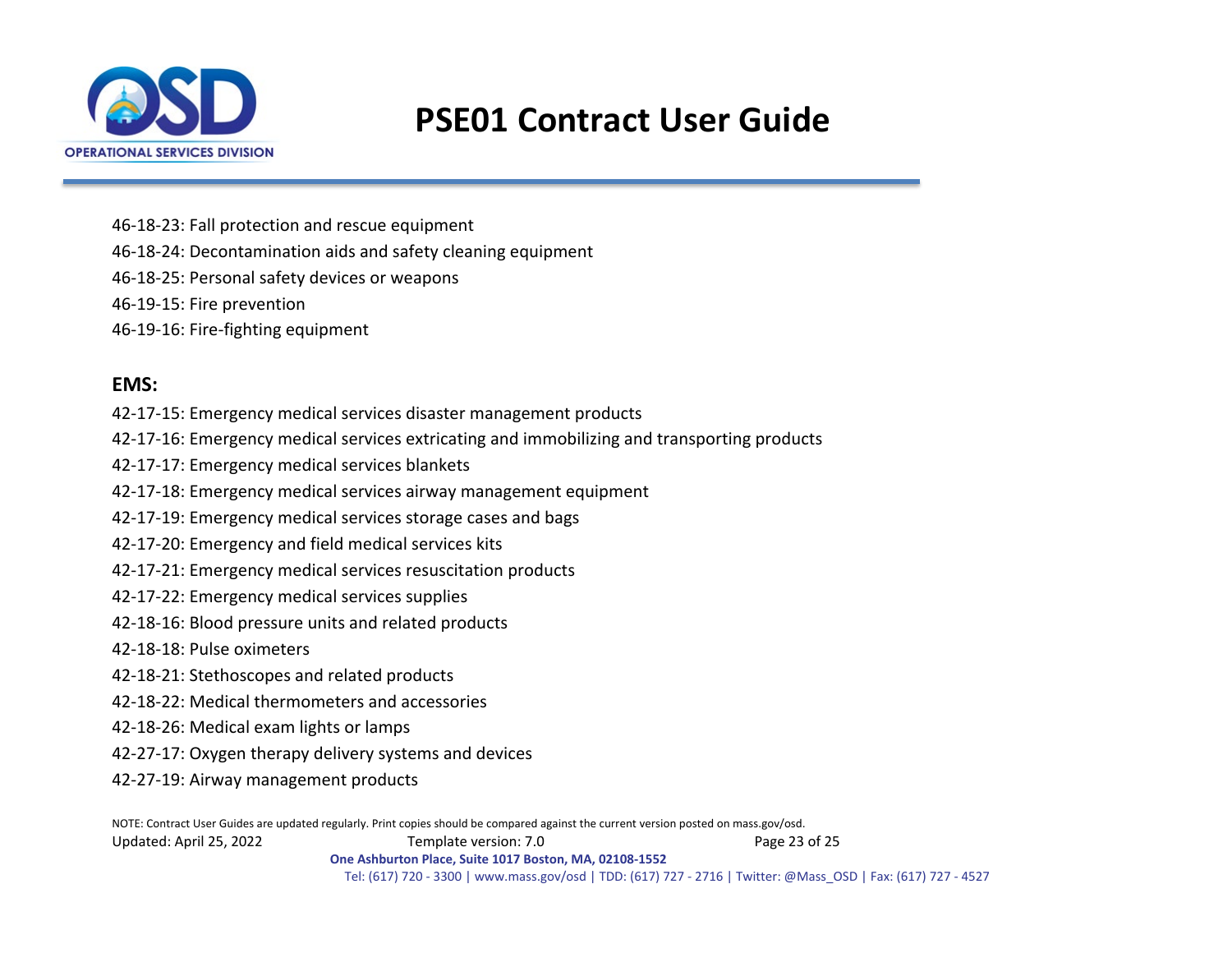46-18-23: Fall protection and rescue equipment

46-18-24: Decontamination aids and safety cleaning equipment

46-18-25: Personal safety devices or weapons

46-19-15: Fire prevention

46-19-16: Fire-fighting equipment

**EMS:**

42-17-15: Emergency medical services disaster management products

42-17-16: Emergency medical services extricating and immobilizing and transporting products

42-17-17: Emergency medical services blankets

42-17-18: Emergency medical services airway management equipment

42-17-19: Emergency medical services storage cases and bags

42-17-20: Emergency and field medical services kits

42-17-21: Emergency medical services resuscitation products

42-17-22: Emergency medical services supplies

42-18-16: Blood pressure units and related products

42-18-18: Pulse oximeters

42-18-21: Stethoscopes and related products

42-18-22: Medical thermometers and accessories

42-18-26: Medical exam lights or lamps

42-27-17: Oxygen therapy delivery systems and devices

42-27-19: Airway management products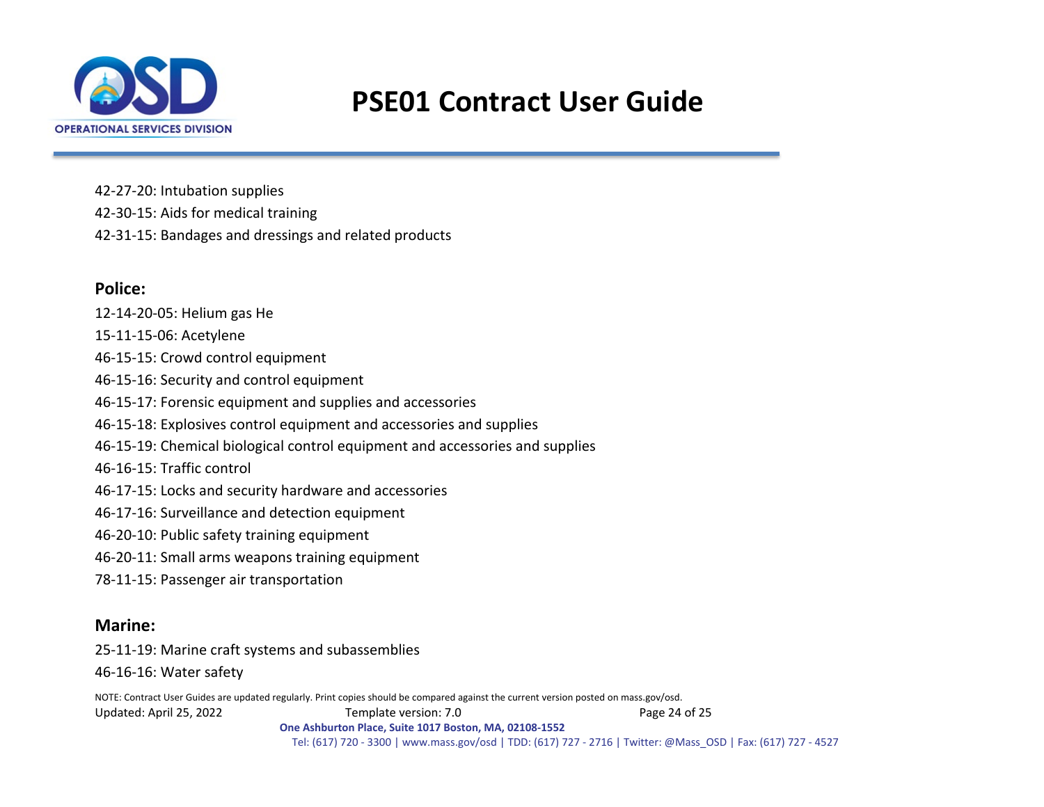42-27-20: Intubation supplies

42-30-15: Aids for medical training

42-31-15: Bandages and dressings and related products

**Police:**

12-14-20-05: Helium gas He

15-11-15-06: Acetylene

46-15-15: Crowd control equipment

46-15-16: Security and control equipment

46-15-17: Forensic equipment and supplies and accessories

46-15-18: Explosives control equipment and accessories and supplies

46-15-19: Chemical biological control equipment and accessories and supplies

46-16-15: Traffic control

46-17-15: Locks and security hardware and accessories

46-17-16: Surveillance and detection equipment

46-20-10: Public safety training equipment

46-20-11: Small arms weapons training equipment

78-11-15: Passenger air transportation

**Marine:**

25-11-19: Marine craft systems and subassemblies

46-16-16: Water safety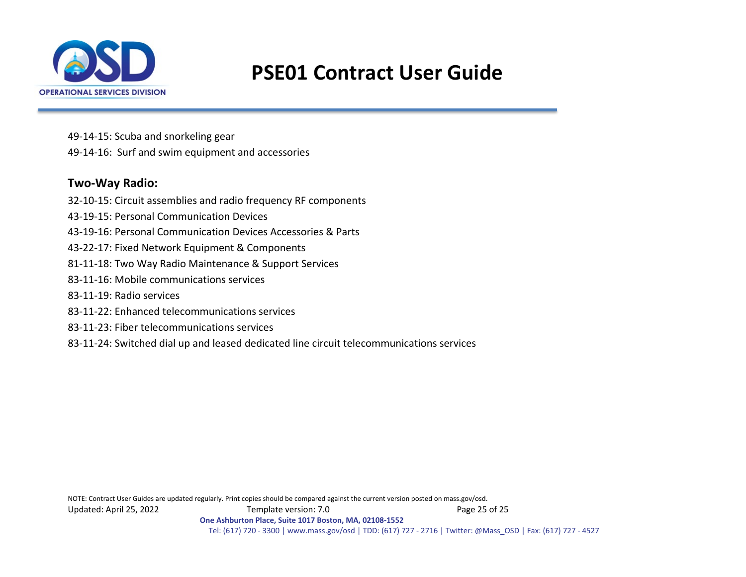49-14-15: Scuba and snorkeling gear

49-14-16: Surf and swim equipment and accessories

**Two-Way Radio:**

32-10-15: Circuit assemblies and radio frequency RF components

43-19-15: Personal Communication Devices

43-19-16: Personal Communication Devices Accessories & Parts

43-22-17: Fixed Network Equipment & Components

81-11-18: Two Way Radio Maintenance & Support Services

83-11-16: Mobile communications services

83-11-19: Radio services

83-11-22: Enhanced telecommunications services

83-11-23: Fiber telecommunications services

83-11-24: Switched dial up and leased dedicated line circuit telecommunications services